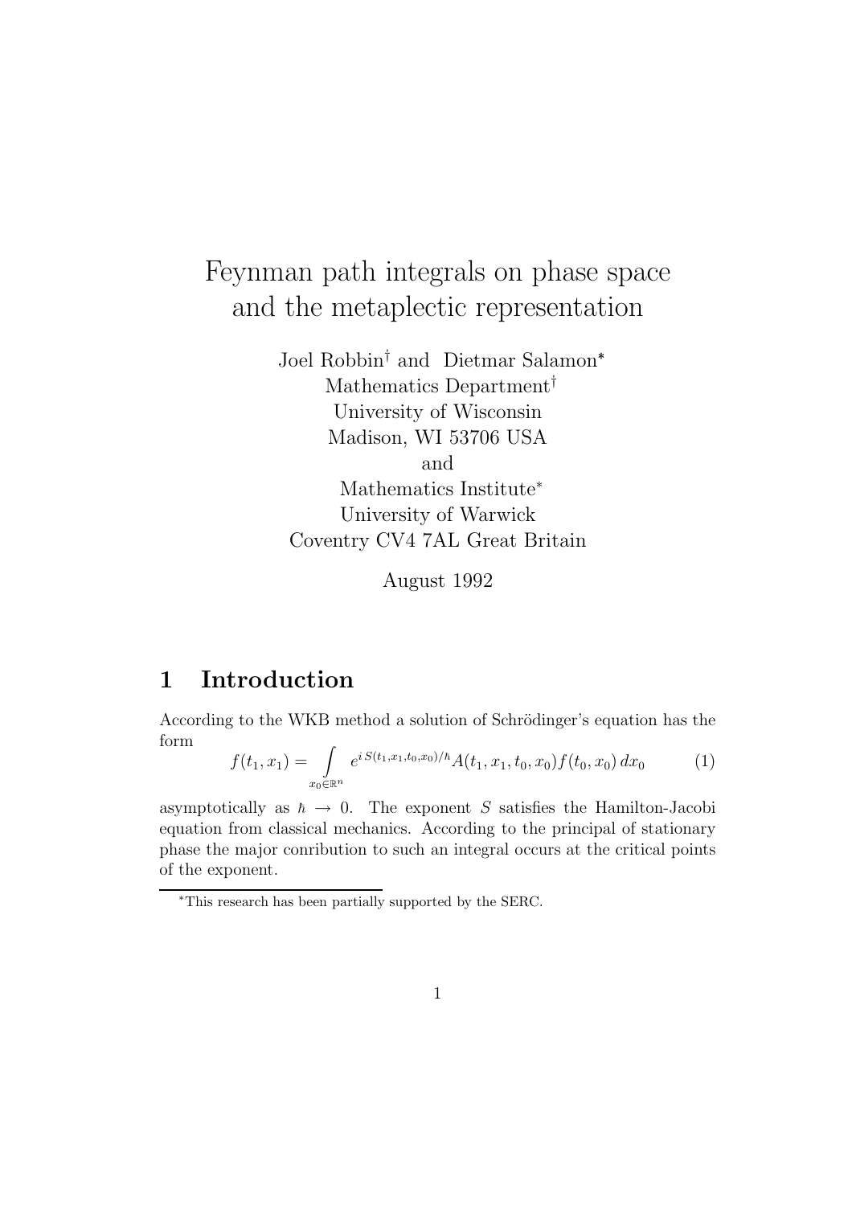# Feynman path integrals on phase space and the metaplectic representation

Joel Robbin[†] and Dietmar Salamon[*]
Mathematics Department[†]
University of Wisconsin
Madison, WI 53706 USA
and
Mathematics Institute[*]
University of Warwick
Coventry CV4 7AL Great Britain

August 1992

## 1 Introduction

According to the WKB method a solution of Schrödinger's equation has the form

$$f(t_1, x_1) = \int_{x_0 \in \mathbb{R}^n} e^{i\,S(t_1,x_1,t_0,x_0)/\hbar} A(t_1, x_1, t_0, x_0) f(t_0, x_0)\, dx_0 \tag{1}$$

asymptotically as $\hbar \to 0$. The exponent $S$ satisfies the Hamilton-Jacobi equation from classical mechanics. According to the principal of stationary phase the major conribution to such an integral occurs at the critical points of the exponent.

[*]This research has been partially supported by the SERC.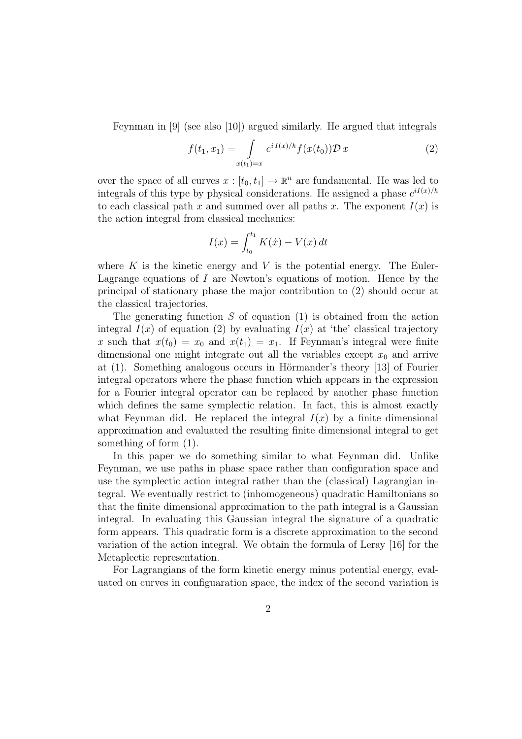Feynman in [9] (see also [10]) argued similarly. He argued that integrals

$$f(t_1, x_1) = \int\limits_{x(t_1)=x} e^{i\,I(x)/\hbar} f(x(t_0)) \mathcal{D}\, x \tag{2}$$

over the space of all curves $x : [t_0, t_1] \to \mathbb{R}^n$ are fundamental. He was led to integrals of this type by physical considerations. He assigned a phase $e^{iI(x)/\hbar}$ to each classical path $x$ and summed over all paths $x$. The exponent $I(x)$ is the action integral from classical mechanics:

$$I(x) = \int_{t_0}^{t_1} K(\dot{x}) - V(x)\, dt$$

where $K$ is the kinetic energy and $V$ is the potential energy. The Euler-Lagrange equations of $I$ are Newton's equations of motion. Hence by the principal of stationary phase the major contribution to (2) should occur at the classical trajectories.

The generating function $S$ of equation (1) is obtained from the action integral $I(x)$ of equation (2) by evaluating $I(x)$ at 'the' classical trajectory $x$ such that $x(t_0) = x_0$ and $x(t_1) = x_1$. If Feynman's integral were finite dimensional one might integrate out all the variables except $x_0$ and arrive at (1). Something analogous occurs in Hörmander's theory [13] of Fourier integral operators where the phase function which appears in the expression for a Fourier integral operator can be replaced by another phase function which defines the same symplectic relation. In fact, this is almost exactly what Feynman did. He replaced the integral $I(x)$ by a finite dimensional approximation and evaluated the resulting finite dimensional integral to get something of form (1).

In this paper we do something similar to what Feynman did. Unlike Feynman, we use paths in phase space rather than configuration space and use the symplectic action integral rather than the (classical) Lagrangian integral. We eventually restrict to (inhomogeneous) quadratic Hamiltonians so that the finite dimensional approximation to the path integral is a Gaussian integral. In evaluating this Gaussian integral the signature of a quadratic form appears. This quadratic form is a discrete approximation to the second variation of the action integral. We obtain the formula of Leray [16] for the Metaplectic representation.

For Lagrangians of the form kinetic energy minus potential energy, evaluated on curves in configuaration space, the index of the second variation is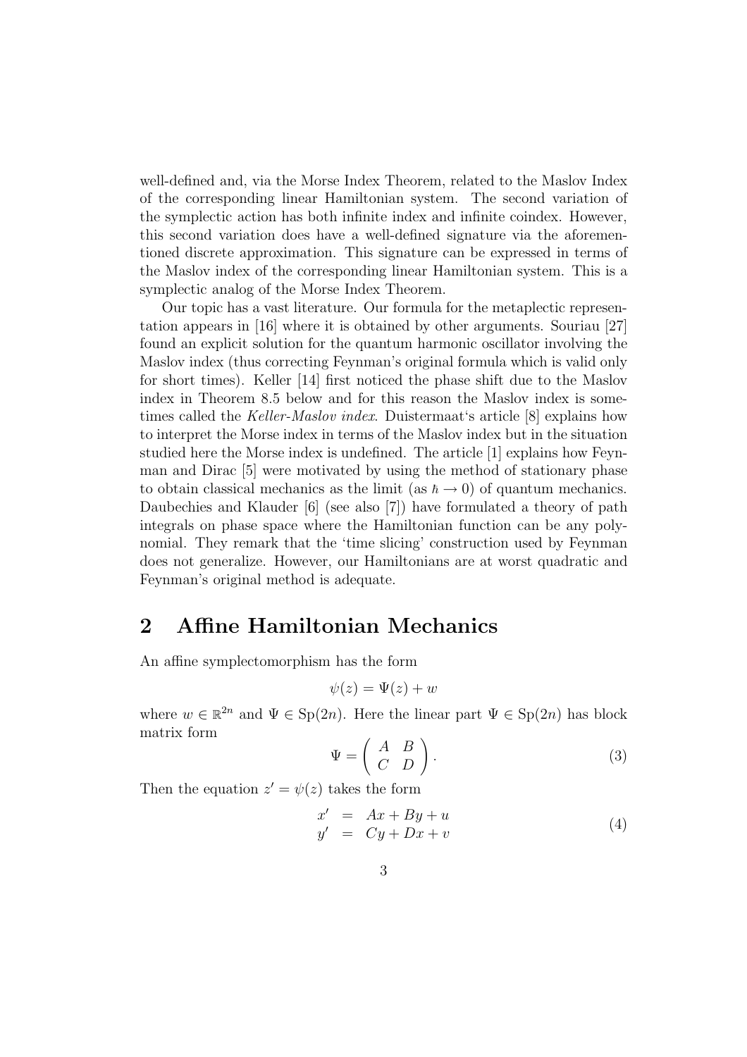well-defined and, via the Morse Index Theorem, related to the Maslov Index of the corresponding linear Hamiltonian system. The second variation of the symplectic action has both infinite index and infinite coindex. However, this second variation does have a well-defined signature via the aforementioned discrete approximation. This signature can be expressed in terms of the Maslov index of the corresponding linear Hamiltonian system. This is a symplectic analog of the Morse Index Theorem.

Our topic has a vast literature. Our formula for the metaplectic representation appears in [16] where it is obtained by other arguments. Souriau [27] found an explicit solution for the quantum harmonic oscillator involving the Maslov index (thus correcting Feynman's original formula which is valid only for short times). Keller [14] first noticed the phase shift due to the Maslov index in Theorem 8.5 below and for this reason the Maslov index is sometimes called the *Keller-Maslov index*. Duistermaat's article [8] explains how to interpret the Morse index in terms of the Maslov index but in the situation studied here the Morse index is undefined. The article [1] explains how Feynman and Dirac [5] were motivated by using the method of stationary phase to obtain classical mechanics as the limit (as $\hbar \to 0$) of quantum mechanics. Daubechies and Klauder [6] (see also [7]) have formulated a theory of path integrals on phase space where the Hamiltonian function can be any polynomial. They remark that the 'time slicing' construction used by Feynman does not generalize. However, our Hamiltonians are at worst quadratic and Feynman's original method is adequate.

## 2 Affine Hamiltonian Mechanics

An affine symplectomorphism has the form

$$\psi(z) = \Psi(z) + w$$

where $w \in \mathbb{R}^{2n}$ and $\Psi \in \mathrm{Sp}(2n)$. Here the linear part $\Psi \in \mathrm{Sp}(2n)$ has block matrix form

$$\Psi = \begin{pmatrix} A & B \\ C & D \end{pmatrix}. \tag{3}$$

Then the equation $z' = \psi(z)$ takes the form

$$\begin{aligned} x' &= Ax + By + u \\ y' &= Cy + Dx + v \end{aligned} \tag{4}$$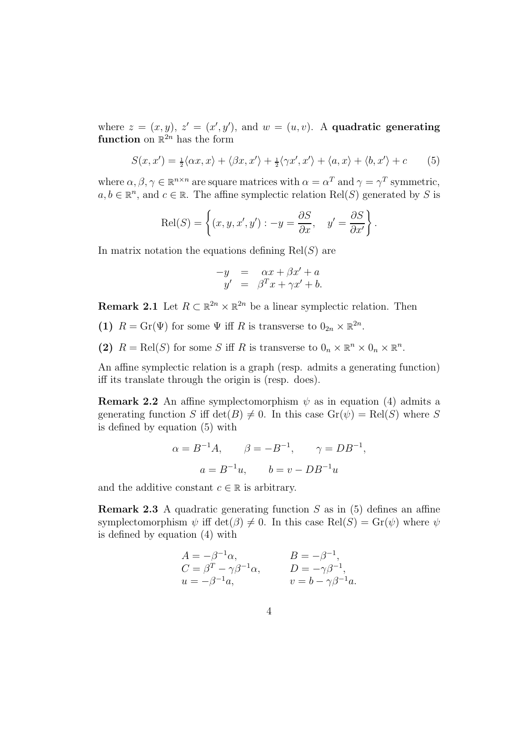where $z = (x, y)$, $z' = (x', y')$, and $w = (u, v)$. A **quadratic generating function** on $\mathbb{R}^{2n}$ has the form

$$S(x, x') = \tfrac{1}{2}\langle \alpha x, x\rangle + \langle \beta x, x'\rangle + \tfrac{1}{2}\langle \gamma x', x'\rangle + \langle a, x\rangle + \langle b, x'\rangle + c \qquad (5)$$

where $\alpha, \beta, \gamma \in \mathbb{R}^{n\times n}$ are square matrices with $\alpha = \alpha^T$ and $\gamma = \gamma^T$ symmetric, $a, b \in \mathbb{R}^n$, and $c \in \mathbb{R}$. The affine symplectic relation $\mathrm{Rel}(S)$ generated by $S$ is

$$\mathrm{Rel}(S) = \left\{ (x, y, x', y') : -y = \frac{\partial S}{\partial x}, \quad y' = \frac{\partial S}{\partial x'} \right\}.$$

In matrix notation the equations defining $\mathrm{Rel}(S)$ are

$$\begin{aligned} -y &= \alpha x + \beta x' + a \\ y' &= \beta^T x + \gamma x' + b. \end{aligned}$$

**Remark 2.1** Let $R \subset \mathbb{R}^{2n} \times \mathbb{R}^{2n}$ be a linear symplectic relation. Then

**(1)** $R = \mathrm{Gr}(\Psi)$ for some $\Psi$ iff $R$ is transverse to $0_{2n} \times \mathbb{R}^{2n}$.

**(2)** $R = \mathrm{Rel}(S)$ for some $S$ iff $R$ is transverse to $0_n \times \mathbb{R}^n \times 0_n \times \mathbb{R}^n$.

An affine symplectic relation is a graph (resp. admits a generating function) iff its translate through the origin is (resp. does).

**Remark 2.2** An affine symplectomorphism $\psi$ as in equation (4) admits a generating function $S$ iff $\det(B) \neq 0$. In this case $\mathrm{Gr}(\psi) = \mathrm{Rel}(S)$ where $S$ is defined by equation (5) with

$$\alpha = B^{-1}A, \qquad \beta = -B^{-1}, \qquad \gamma = DB^{-1},$$

$$a = B^{-1}u, \qquad b = v - DB^{-1}u$$

and the additive constant $c \in \mathbb{R}$ is arbitrary.

**Remark 2.3** A quadratic generating function $S$ as in (5) defines an affine symplectomorphism $\psi$ iff $\det(\beta) \neq 0$. In this case $\mathrm{Rel}(S) = \mathrm{Gr}(\psi)$ where $\psi$ is defined by equation (4) with

$$\begin{aligned} A &= -\beta^{-1}\alpha, & B &= -\beta^{-1}, \\ C &= \beta^T - \gamma\beta^{-1}\alpha, & D &= -\gamma\beta^{-1}, \\ u &= -\beta^{-1}a, & v &= b - \gamma\beta^{-1}a. \end{aligned}$$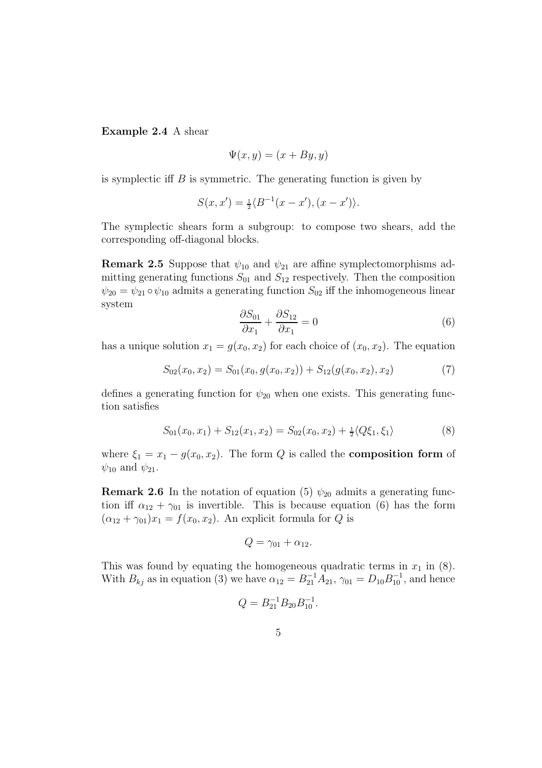**Example 2.4** A shear

$$\Psi(x, y) = (x + By, y)$$

is symplectic iff $B$ is symmetric. The generating function is given by

$$S(x, x') = \tfrac{1}{2}\langle B^{-1}(x - x'), (x - x')\rangle.$$

The symplectic shears form a subgroup: to compose two shears, add the corresponding off-diagonal blocks.

**Remark 2.5** Suppose that $\psi_{10}$ and $\psi_{21}$ are affine symplectomorphisms admitting generating functions $S_{01}$ and $S_{12}$ respectively. Then the composition $\psi_{20} = \psi_{21} \circ \psi_{10}$ admits a generating function $S_{02}$ iff the inhomogeneous linear system

$$\frac{\partial S_{01}}{\partial x_1} + \frac{\partial S_{12}}{\partial x_1} = 0 \tag{6}$$

has a unique solution $x_1 = g(x_0, x_2)$ for each choice of $(x_0, x_2)$. The equation

$$S_{02}(x_0, x_2) = S_{01}(x_0, g(x_0, x_2)) + S_{12}(g(x_0, x_2), x_2) \tag{7}$$

defines a generating function for $\psi_{20}$ when one exists. This generating function satisfies

$$S_{01}(x_0, x_1) + S_{12}(x_1, x_2) = S_{02}(x_0, x_2) + \tfrac{1}{2}\langle Q\xi_1, \xi_1\rangle \tag{8}$$

where $\xi_1 = x_1 - g(x_0, x_2)$. The form $Q$ is called the **composition form** of $\psi_{10}$ and $\psi_{21}$.

**Remark 2.6** In the notation of equation (5) $\psi_{20}$ admits a generating function iff $\alpha_{12} + \gamma_{01}$ is invertible. This is because equation (6) has the form $(\alpha_{12} + \gamma_{01})x_1 = f(x_0, x_2)$. An explicit formula for $Q$ is

$$Q = \gamma_{01} + \alpha_{12}.$$

This was found by equating the homogeneous quadratic terms in $x_1$ in (8). With $B_{kj}$ as in equation (3) we have $\alpha_{12} = B_{21}^{-1}A_{21}$, $\gamma_{01} = D_{10}B_{10}^{-1}$, and hence

$$Q = B_{21}^{-1}B_{20}B_{10}^{-1}.$$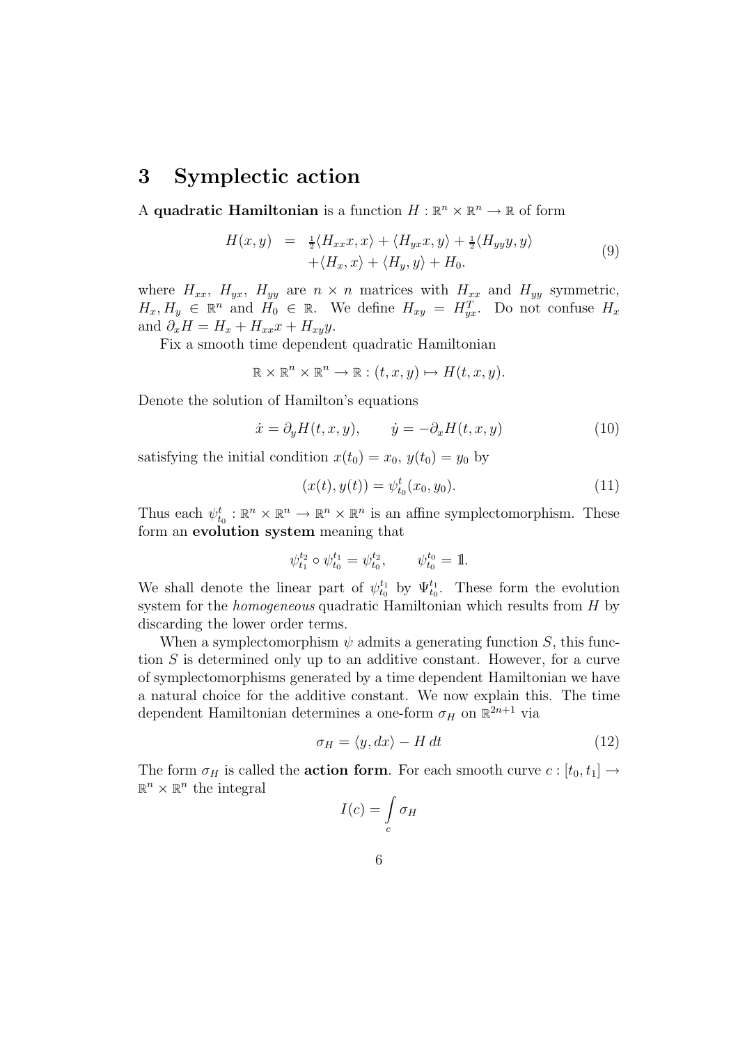# 3 Symplectic action

A **quadratic Hamiltonian** is a function $H : \mathbb{R}^n \times \mathbb{R}^n \to \mathbb{R}$ of form

$$
\begin{aligned}
H(x, y) &= \tfrac{1}{2}\langle H_{xx}x, x\rangle + \langle H_{yx}x, y\rangle + \tfrac{1}{2}\langle H_{yy}y, y\rangle \\
&\quad + \langle H_x, x\rangle + \langle H_y, y\rangle + H_0.
\end{aligned}
\tag{9}
$$

where $H_{xx}$, $H_{yx}$, $H_{yy}$ are $n \times n$ matrices with $H_{xx}$ and $H_{yy}$ symmetric, $H_x, H_y \in \mathbb{R}^n$ and $H_0 \in \mathbb{R}$. We define $H_{xy} = H_{yx}^T$. Do not confuse $H_x$ and $\partial_x H = H_x + H_{xx}x + H_{xy}y$.

Fix a smooth time dependent quadratic Hamiltonian

$$
\mathbb{R} \times \mathbb{R}^n \times \mathbb{R}^n \to \mathbb{R} : (t, x, y) \mapsto H(t, x, y).
$$

Denote the solution of Hamilton's equations

$$
\dot{x} = \partial_y H(t, x, y), \qquad \dot{y} = -\partial_x H(t, x, y) \tag{10}
$$

satisfying the initial condition $x(t_0) = x_0$, $y(t_0) = y_0$ by

$$
(x(t), y(t)) = \psi_{t_0}^t(x_0, y_0). \tag{11}
$$

Thus each $\psi_{t_0}^t : \mathbb{R}^n \times \mathbb{R}^n \to \mathbb{R}^n \times \mathbb{R}^n$ is an affine symplectomorphism. These form an **evolution system** meaning that

$$
\psi_{t_1}^{t_2} \circ \psi_{t_0}^{t_1} = \psi_{t_0}^{t_2}, \qquad \psi_{t_0}^{t_0} = \mathbb{1}.
$$

We shall denote the linear part of $\psi_{t_0}^{t_1}$ by $\Psi_{t_0}^{t_1}$. These form the evolution system for the *homogeneous* quadratic Hamiltonian which results from $H$ by discarding the lower order terms.

When a symplectomorphism $\psi$ admits a generating function $S$, this function $S$ is determined only up to an additive constant. However, for a curve of symplectomorphisms generated by a time dependent Hamiltonian we have a natural choice for the additive constant. We now explain this. The time dependent Hamiltonian determines a one-form $\sigma_H$ on $\mathbb{R}^{2n+1}$ via

$$
\sigma_H = \langle y, dx\rangle - H\, dt \tag{12}
$$

The form $\sigma_H$ is called the **action form**. For each smooth curve $c : [t_0, t_1] \to \mathbb{R}^n \times \mathbb{R}^n$ the integral

$$
I(c) = \int_c \sigma_H
$$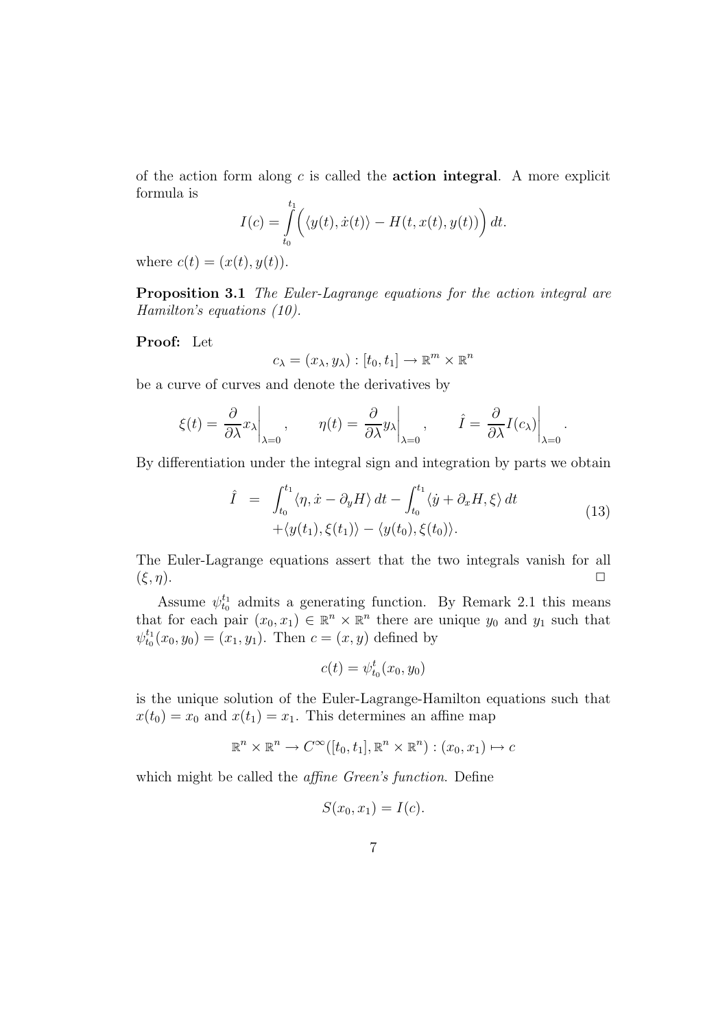of the action form along $c$ is called the **action integral**. A more explicit formula is

$$I(c) = \int_{t_0}^{t_1} \Big( \langle y(t), \dot{x}(t) \rangle - H(t, x(t), y(t)) \Big)\, dt.$$

where $c(t) = (x(t), y(t))$.

**Proposition 3.1** *The Euler-Lagrange equations for the action integral are Hamilton's equations (10).*

**Proof:** Let

$$c_\lambda = (x_\lambda, y_\lambda) : [t_0, t_1] \to \mathbb{R}^m \times \mathbb{R}^n$$

be a curve of curves and denote the derivatives by

$$\xi(t) = \frac{\partial}{\partial \lambda} x_\lambda \bigg|_{\lambda=0}, \qquad \eta(t) = \frac{\partial}{\partial \lambda} y_\lambda \bigg|_{\lambda=0}, \qquad \hat{I} = \frac{\partial}{\partial \lambda} I(c_\lambda) \bigg|_{\lambda=0}.$$

By differentiation under the integral sign and integration by parts we obtain

$$\begin{aligned} \hat{I} \;&=\; \int_{t_0}^{t_1} \langle \eta, \dot{x} - \partial_y H \rangle \, dt - \int_{t_0}^{t_1} \langle \dot{y} + \partial_x H, \xi \rangle \, dt \\ &\quad + \langle y(t_1), \xi(t_1) \rangle - \langle y(t_0), \xi(t_0) \rangle. \end{aligned} \tag{13}$$

The Euler-Lagrange equations assert that the two integrals vanish for all $(\xi, \eta)$. □

Assume $\psi_{t_0}^{t_1}$ admits a generating function. By Remark 2.1 this means that for each pair $(x_0, x_1) \in \mathbb{R}^n \times \mathbb{R}^n$ there are unique $y_0$ and $y_1$ such that $\psi_{t_0}^{t_1}(x_0, y_0) = (x_1, y_1)$. Then $c = (x, y)$ defined by

$$c(t) = \psi_{t_0}^{t}(x_0, y_0)$$

is the unique solution of the Euler-Lagrange-Hamilton equations such that $x(t_0) = x_0$ and $x(t_1) = x_1$. This determines an affine map

$$\mathbb{R}^n \times \mathbb{R}^n \to C^\infty([t_0, t_1], \mathbb{R}^n \times \mathbb{R}^n) : (x_0, x_1) \mapsto c$$

which might be called the *affine Green's function*. Define

$$S(x_0, x_1) = I(c).$$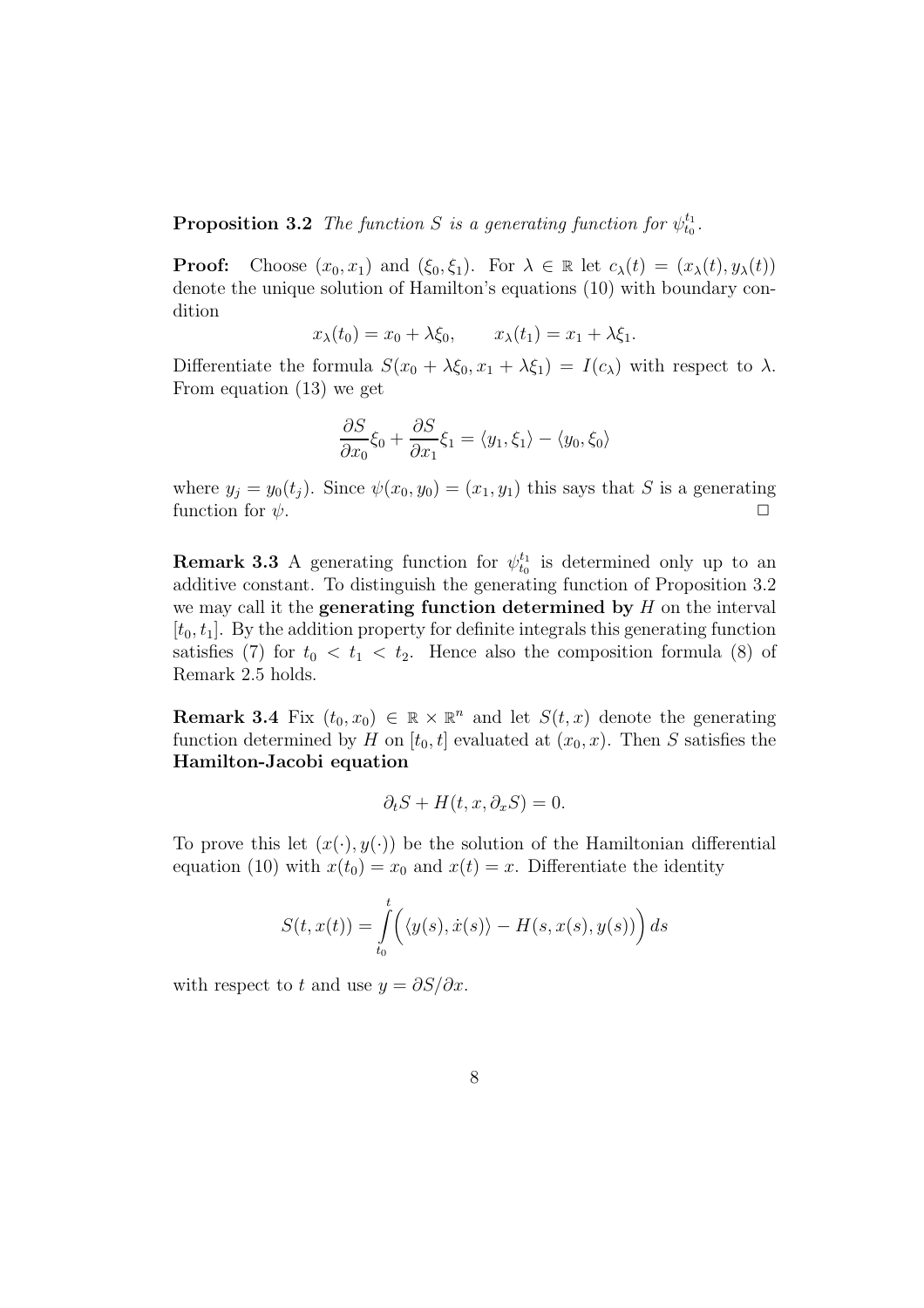**Proposition 3.2** *The function $S$ is a generating function for $\psi_{t_0}^{t_1}$.*

**Proof:** Choose $(x_0, x_1)$ and $(\xi_0, \xi_1)$. For $\lambda \in \mathbb{R}$ let $c_\lambda(t) = (x_\lambda(t), y_\lambda(t))$ denote the unique solution of Hamilton's equations (10) with boundary condition

$$x_\lambda(t_0) = x_0 + \lambda\xi_0, \qquad x_\lambda(t_1) = x_1 + \lambda\xi_1.$$

Differentiate the formula $S(x_0 + \lambda\xi_0, x_1 + \lambda\xi_1) = I(c_\lambda)$ with respect to $\lambda$. From equation (13) we get

$$\frac{\partial S}{\partial x_0}\xi_0 + \frac{\partial S}{\partial x_1}\xi_1 = \langle y_1, \xi_1 \rangle - \langle y_0, \xi_0 \rangle$$

where $y_j = y_0(t_j)$. Since $\psi(x_0, y_0) = (x_1, y_1)$ this says that $S$ is a generating function for $\psi$. $\square$

**Remark 3.3** A generating function for $\psi_{t_0}^{t_1}$ is determined only up to an additive constant. To distinguish the generating function of Proposition 3.2 we may call it the **generating function determined by** $H$ on the interval $[t_0, t_1]$. By the addition property for definite integrals this generating function satisfies (7) for $t_0 < t_1 < t_2$. Hence also the composition formula (8) of Remark 2.5 holds.

**Remark 3.4** Fix $(t_0, x_0) \in \mathbb{R} \times \mathbb{R}^n$ and let $S(t, x)$ denote the generating function determined by $H$ on $[t_0, t]$ evaluated at $(x_0, x)$. Then $S$ satisfies the **Hamilton-Jacobi equation**

$$\partial_t S + H(t, x, \partial_x S) = 0.$$

To prove this let $(x(\cdot), y(\cdot))$ be the solution of the Hamiltonian differential equation (10) with $x(t_0) = x_0$ and $x(t) = x$. Differentiate the identity

$$S(t, x(t)) = \int_{t_0}^{t} \Big( \langle y(s), \dot{x}(s) \rangle - H(s, x(s), y(s)) \Big)\, ds$$

with respect to $t$ and use $y = \partial S / \partial x$.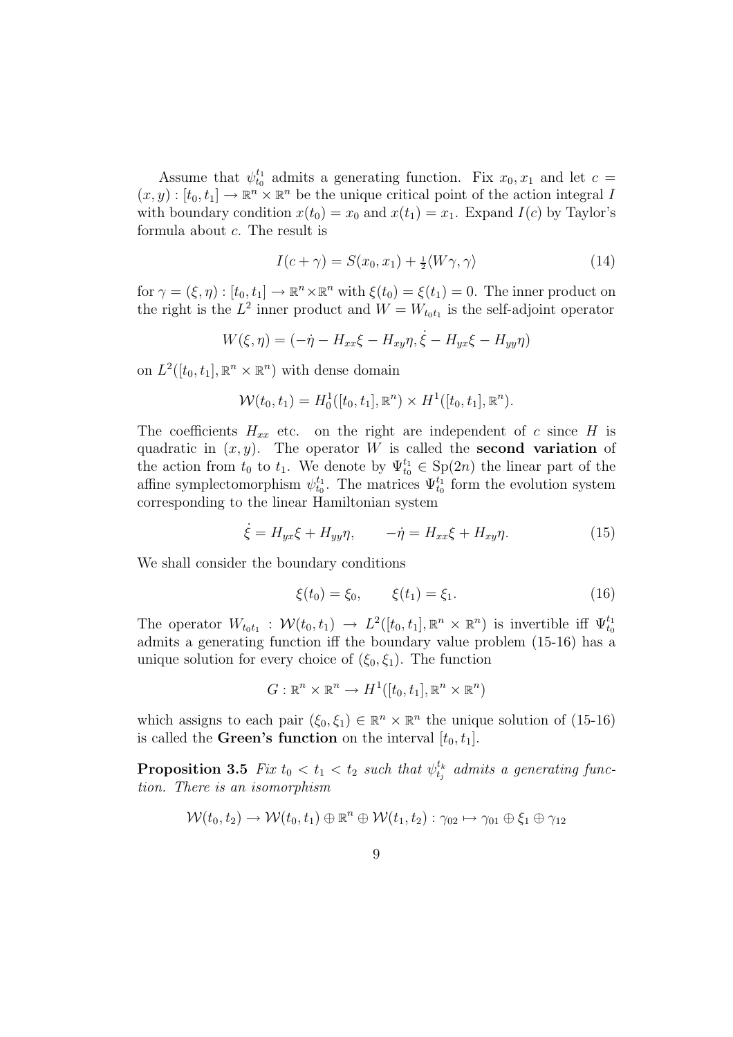Assume that $\psi_{t_0}^{t_1}$ admits a generating function. Fix $x_0, x_1$ and let $c = (x, y) : [t_0, t_1] \to \mathbb{R}^n \times \mathbb{R}^n$ be the unique critical point of the action integral $I$ with boundary condition $x(t_0) = x_0$ and $x(t_1) = x_1$. Expand $I(c)$ by Taylor's formula about $c$. The result is

$$I(c + \gamma) = S(x_0, x_1) + \tfrac{1}{2}\langle W\gamma, \gamma\rangle \tag{14}$$

for $\gamma = (\xi, \eta) : [t_0, t_1] \to \mathbb{R}^n \times \mathbb{R}^n$ with $\xi(t_0) = \xi(t_1) = 0$. The inner product on the right is the $L^2$ inner product and $W = W_{t_0 t_1}$ is the self-adjoint operator

$$W(\xi, \eta) = (-\dot{\eta} - H_{xx}\xi - H_{xy}\eta, \dot{\xi} - H_{yx}\xi - H_{yy}\eta)$$

on $L^2([t_0, t_1], \mathbb{R}^n \times \mathbb{R}^n)$ with dense domain

$$\mathcal{W}(t_0, t_1) = H_0^1([t_0, t_1], \mathbb{R}^n) \times H^1([t_0, t_1], \mathbb{R}^n).$$

The coefficients $H_{xx}$ etc. on the right are independent of $c$ since $H$ is quadratic in $(x, y)$. The operator $W$ is called the **second variation** of the action from $t_0$ to $t_1$. We denote by $\Psi_{t_0}^{t_1} \in \mathrm{Sp}(2n)$ the linear part of the affine symplectomorphism $\psi_{t_0}^{t_1}$. The matrices $\Psi_{t_0}^{t_1}$ form the evolution system corresponding to the linear Hamiltonian system

$$\dot{\xi} = H_{yx}\xi + H_{yy}\eta, \qquad -\dot{\eta} = H_{xx}\xi + H_{xy}\eta. \tag{15}$$

We shall consider the boundary conditions

$$\xi(t_0) = \xi_0, \qquad \xi(t_1) = \xi_1. \tag{16}$$

The operator $W_{t_0 t_1} : \mathcal{W}(t_0, t_1) \to L^2([t_0, t_1], \mathbb{R}^n \times \mathbb{R}^n)$ is invertible iff $\Psi_{t_0}^{t_1}$ admits a generating function iff the boundary value problem (15-16) has a unique solution for every choice of $(\xi_0, \xi_1)$. The function

$$G : \mathbb{R}^n \times \mathbb{R}^n \to H^1([t_0, t_1], \mathbb{R}^n \times \mathbb{R}^n)$$

which assigns to each pair $(\xi_0, \xi_1) \in \mathbb{R}^n \times \mathbb{R}^n$ the unique solution of (15-16) is called the **Green's function** on the interval $[t_0, t_1]$.

**Proposition 3.5** *Fix $t_0 < t_1 < t_2$ such that $\psi_{t_j}^{t_k}$ admits a generating function. There is an isomorphism*

$$\mathcal{W}(t_0, t_2) \to \mathcal{W}(t_0, t_1) \oplus \mathbb{R}^n \oplus \mathcal{W}(t_1, t_2) : \gamma_{02} \mapsto \gamma_{01} \oplus \xi_1 \oplus \gamma_{12}$$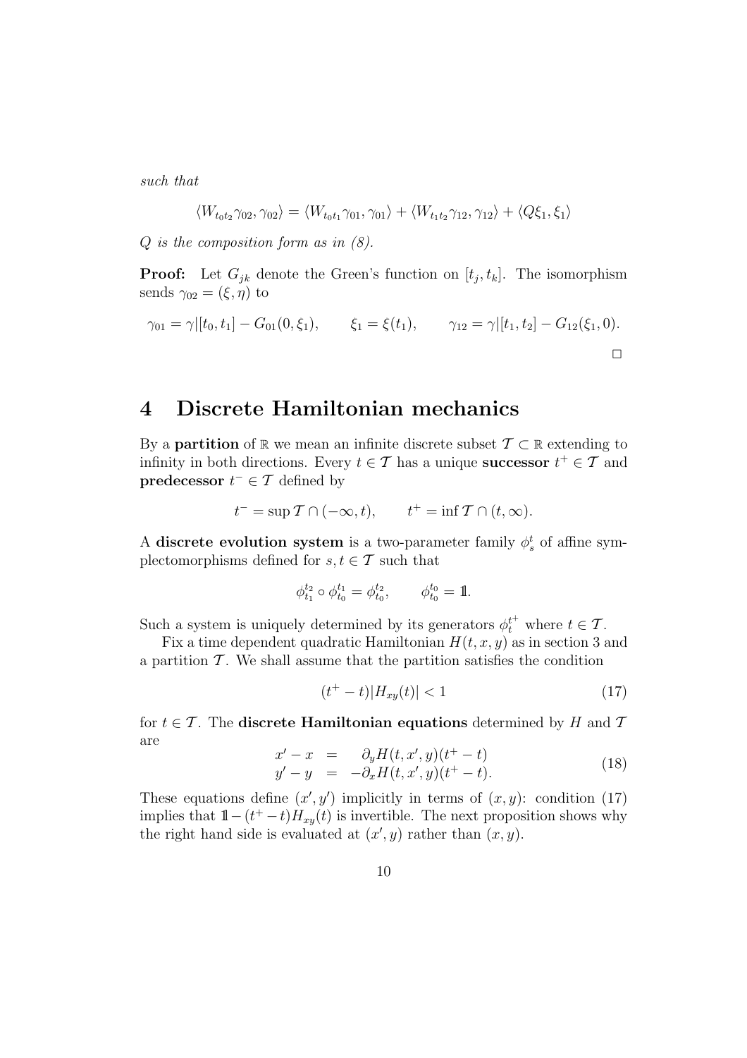*such that*

$$\langle W_{t_0t_2}\gamma_{02}, \gamma_{02}\rangle = \langle W_{t_0t_1}\gamma_{01}, \gamma_{01}\rangle + \langle W_{t_1t_2}\gamma_{12}, \gamma_{12}\rangle + \langle Q\xi_1, \xi_1\rangle$$

*$Q$ is the composition form as in (8).*

**Proof:** Let $G_{jk}$ denote the Green's function on $[t_j, t_k]$. The isomorphism sends $\gamma_{02} = (\xi, \eta)$ to

$$\gamma_{01} = \gamma|[t_0, t_1] - G_{01}(0, \xi_1), \qquad \xi_1 = \xi(t_1), \qquad \gamma_{12} = \gamma|[t_1, t_2] - G_{12}(\xi_1, 0).$$

□

# 4 Discrete Hamiltonian mechanics

By a **partition** of $\mathbb{R}$ we mean an infinite discrete subset $\mathcal{T} \subset \mathbb{R}$ extending to infinity in both directions. Every $t \in \mathcal{T}$ has a unique **successor** $t^+ \in \mathcal{T}$ and **predecessor** $t^- \in \mathcal{T}$ defined by

$$t^- = \sup \mathcal{T} \cap (-\infty, t), \qquad t^+ = \inf \mathcal{T} \cap (t, \infty).$$

A **discrete evolution system** is a two-parameter family $\phi_s^t$ of affine symplectomorphisms defined for $s, t \in \mathcal{T}$ such that

$$\phi_{t_1}^{t_2} \circ \phi_{t_0}^{t_1} = \phi_{t_0}^{t_2}, \qquad \phi_{t_0}^{t_0} = \mathbb{1}.$$

Such a system is uniquely determined by its generators $\phi_t^{t^+}$ where $t \in \mathcal{T}$.

Fix a time dependent quadratic Hamiltonian $H(t, x, y)$ as in section 3 and a partition $\mathcal{T}$. We shall assume that the partition satisfies the condition

$$(t^+ - t)|H_{xy}(t)| < 1 \tag{17}$$

for $t \in \mathcal{T}$. The **discrete Hamiltonian equations** determined by $H$ and $\mathcal{T}$ are

$$\begin{aligned} x' - x &= \partial_y H(t, x', y)(t^+ - t) \\ y' - y &= -\partial_x H(t, x', y)(t^+ - t). \end{aligned} \tag{18}$$

These equations define $(x', y')$ implicitly in terms of $(x, y)$: condition (17) implies that $\mathbb{1} - (t^+ - t)H_{xy}(t)$ is invertible. The next proposition shows why the right hand side is evaluated at $(x', y)$ rather than $(x, y)$.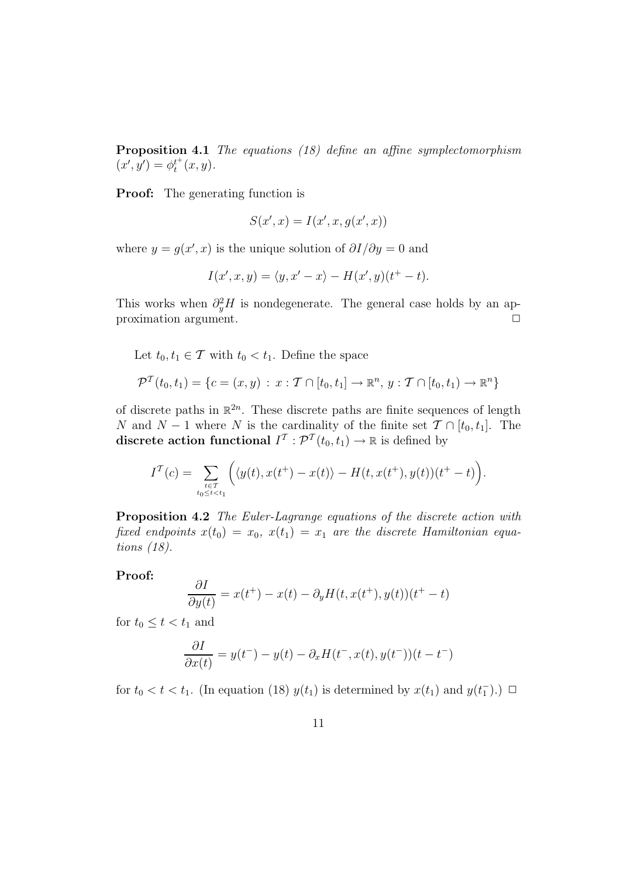**Proposition 4.1** *The equations (18) define an affine symplectomorphism* $(x', y') = \phi_t^{t^+}(x, y)$.

**Proof:** The generating function is

$$S(x', x) = I(x', x, g(x', x))$$

where $y = g(x', x)$ is the unique solution of $\partial I/\partial y = 0$ and

$$I(x', x, y) = \langle y, x' - x \rangle - H(x', y)(t^+ - t).$$

This works when $\partial_y^2 H$ is nondegenerate. The general case holds by an approximation argument. □

Let $t_0, t_1 \in \mathcal{T}$ with $t_0 < t_1$. Define the space

$$\mathcal{P}^{\mathcal{T}}(t_0, t_1) = \{c = (x, y) \,:\, x : \mathcal{T} \cap [t_0, t_1] \to \mathbb{R}^n,\, y : \mathcal{T} \cap [t_0, t_1) \to \mathbb{R}^n\}$$

of discrete paths in $\mathbb{R}^{2n}$. These discrete paths are finite sequences of length $N$ and $N - 1$ where $N$ is the cardinality of the finite set $\mathcal{T} \cap [t_0, t_1]$. The **discrete action functional** $I^{\mathcal{T}} : \mathcal{P}^{\mathcal{T}}(t_0, t_1) \to \mathbb{R}$ is defined by

$$I^{\mathcal{T}}(c) = \sum_{\substack{t \in \mathcal{T} \\ t_0 \le t < t_1}} \Big( \langle y(t), x(t^+) - x(t) \rangle - H(t, x(t^+), y(t))(t^+ - t) \Big).$$

**Proposition 4.2** *The Euler-Lagrange equations of the discrete action with fixed endpoints $x(t_0) = x_0$, $x(t_1) = x_1$ are the discrete Hamiltonian equations (18).*

**Proof:**

$$\frac{\partial I}{\partial y(t)} = x(t^+) - x(t) - \partial_y H(t, x(t^+), y(t))(t^+ - t)$$

for $t_0 \le t < t_1$ and

$$\frac{\partial I}{\partial x(t)} = y(t^-) - y(t) - \partial_x H(t^-, x(t), y(t^-))(t - t^-)$$

for $t_0 < t < t_1$. (In equation (18) $y(t_1)$ is determined by $x(t_1)$ and $y(t_1^-)$.) □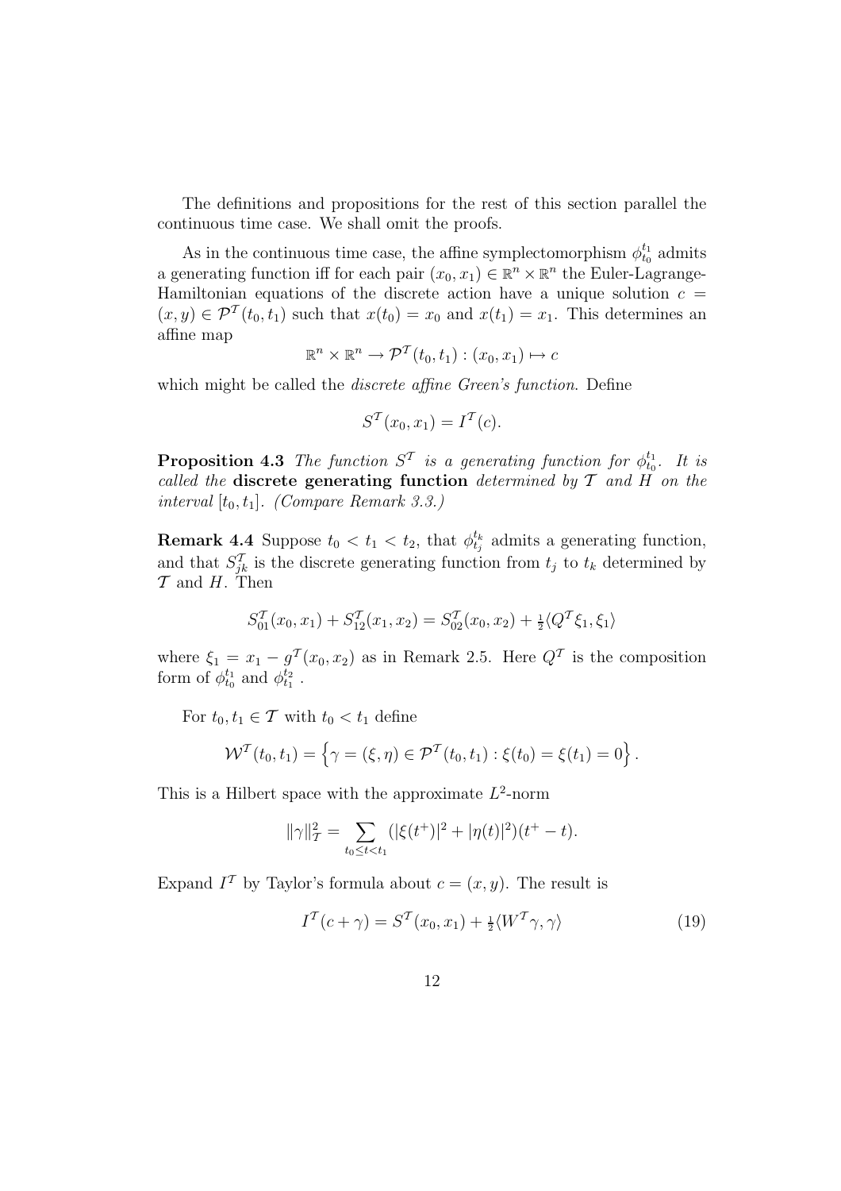The definitions and propositions for the rest of this section parallel the continuous time case. We shall omit the proofs.

As in the continuous time case, the affine symplectomorphism $\phi_{t_0}^{t_1}$ admits a generating function iff for each pair $(x_0, x_1) \in \mathbb{R}^n \times \mathbb{R}^n$ the Euler-Lagrange-Hamiltonian equations of the discrete action have a unique solution $c = (x, y) \in \mathcal{P}^{\mathcal{T}}(t_0, t_1)$ such that $x(t_0) = x_0$ and $x(t_1) = x_1$. This determines an affine map

$$\mathbb{R}^n \times \mathbb{R}^n \to \mathcal{P}^{\mathcal{T}}(t_0, t_1) : (x_0, x_1) \mapsto c$$

which might be called the *discrete affine Green's function*. Define

$$S^{\mathcal{T}}(x_0, x_1) = I^{\mathcal{T}}(c).$$

**Proposition 4.3** *The function $S^{\mathcal{T}}$ is a generating function for $\phi_{t_0}^{t_1}$. It is called the* **discrete generating function** *determined by $\mathcal{T}$ and $H$ on the interval $[t_0, t_1]$. (Compare Remark 3.3.)*

**Remark 4.4** Suppose $t_0 < t_1 < t_2$, that $\phi_{t_j}^{t_k}$ admits a generating function, and that $S_{jk}^{\mathcal{T}}$ is the discrete generating function from $t_j$ to $t_k$ determined by $\mathcal{T}$ and $H$. Then

$$S_{01}^{\mathcal{T}}(x_0, x_1) + S_{12}^{\mathcal{T}}(x_1, x_2) = S_{02}^{\mathcal{T}}(x_0, x_2) + \tfrac{1}{2}\langle Q^{\mathcal{T}}\xi_1, \xi_1\rangle$$

where $\xi_1 = x_1 - g^{\mathcal{T}}(x_0, x_2)$ as in Remark 2.5. Here $Q^{\mathcal{T}}$ is the composition form of $\phi_{t_0}^{t_1}$ and $\phi_{t_1}^{t_2}$.

For $t_0, t_1 \in \mathcal{T}$ with $t_0 < t_1$ define

$$\mathcal{W}^{\mathcal{T}}(t_0, t_1) = \left\{ \gamma = (\xi, \eta) \in \mathcal{P}^{\mathcal{T}}(t_0, t_1) : \xi(t_0) = \xi(t_1) = 0 \right\}.$$

This is a Hilbert space with the approximate $L^2$-norm

$$\|\gamma\|_{\mathcal{T}}^2 = \sum_{t_0 \le t < t_1} (|\xi(t^+)|^2 + |\eta(t)|^2)(t^+ - t).$$

Expand $I^{\mathcal{T}}$ by Taylor's formula about $c = (x, y)$. The result is

$$I^{\mathcal{T}}(c + \gamma) = S^{\mathcal{T}}(x_0, x_1) + \tfrac{1}{2}\langle W^{\mathcal{T}}\gamma, \gamma\rangle \tag{19}$$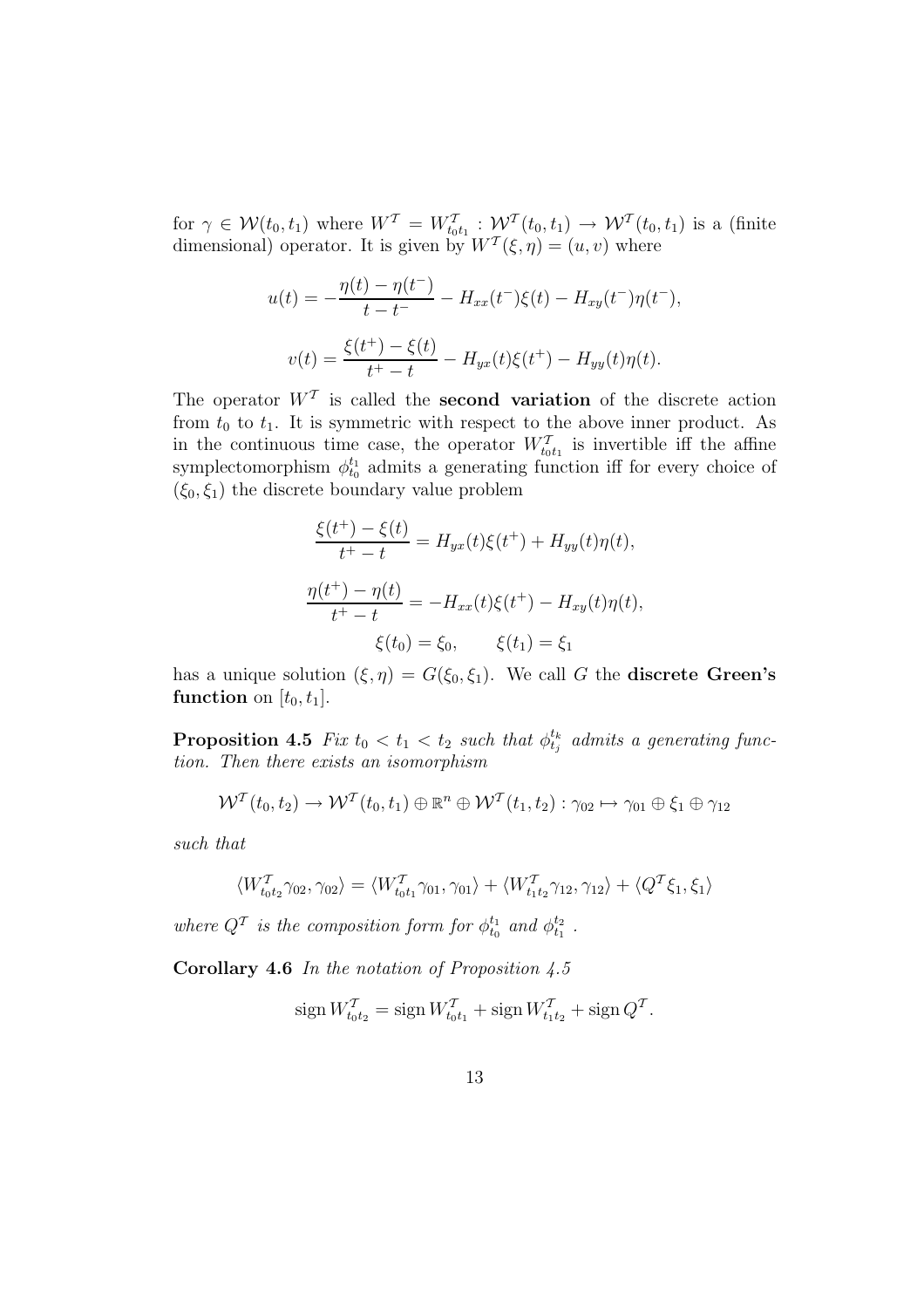for $\gamma \in \mathcal{W}(t_0, t_1)$ where $W^{\mathcal{T}} = W^{\mathcal{T}}_{t_0 t_1} : \mathcal{W}^{\mathcal{T}}(t_0, t_1) \to \mathcal{W}^{\mathcal{T}}(t_0, t_1)$ is a (finite dimensional) operator. It is given by $W^{\mathcal{T}}(\xi, \eta) = (u, v)$ where

$$u(t) = -\frac{\eta(t) - \eta(t^-)}{t - t^-} - H_{xx}(t^-)\xi(t) - H_{xy}(t^-)\eta(t^-),$$

$$v(t) = \frac{\xi(t^+) - \xi(t)}{t^+ - t} - H_{yx}(t)\xi(t^+) - H_{yy}(t)\eta(t).$$

The operator $W^{\mathcal{T}}$ is called the **second variation** of the discrete action from $t_0$ to $t_1$. It is symmetric with respect to the above inner product. As in the continuous time case, the operator $W^{\mathcal{T}}_{t_0 t_1}$ is invertible iff the affine symplectomorphism $\phi^{t_1}_{t_0}$ admits a generating function iff for every choice of $(\xi_0, \xi_1)$ the discrete boundary value problem

$$\frac{\xi(t^+) - \xi(t)}{t^+ - t} = H_{yx}(t)\xi(t^+) + H_{yy}(t)\eta(t),$$

$$\frac{\eta(t^+) - \eta(t)}{t^+ - t} = -H_{xx}(t)\xi(t^+) - H_{xy}(t)\eta(t),$$

$$\xi(t_0) = \xi_0, \qquad \xi(t_1) = \xi_1$$

has a unique solution $(\xi, \eta) = G(\xi_0, \xi_1)$. We call $G$ the **discrete Green's function** on $[t_0, t_1]$.

**Proposition 4.5** *Fix $t_0 < t_1 < t_2$ such that $\phi^{t_k}_{t_j}$ admits a generating function. Then there exists an isomorphism*

$$\mathcal{W}^{\mathcal{T}}(t_0, t_2) \to \mathcal{W}^{\mathcal{T}}(t_0, t_1) \oplus \mathbb{R}^n \oplus \mathcal{W}^{\mathcal{T}}(t_1, t_2) : \gamma_{02} \mapsto \gamma_{01} \oplus \xi_1 \oplus \gamma_{12}$$

*such that*

$$\langle W^{\mathcal{T}}_{t_0 t_2}\gamma_{02}, \gamma_{02}\rangle = \langle W^{\mathcal{T}}_{t_0 t_1}\gamma_{01}, \gamma_{01}\rangle + \langle W^{\mathcal{T}}_{t_1 t_2}\gamma_{12}, \gamma_{12}\rangle + \langle Q^{\mathcal{T}}\xi_1, \xi_1\rangle$$

*where $Q^{\mathcal{T}}$ is the composition form for $\phi^{t_1}_{t_0}$ and $\phi^{t_2}_{t_1}$.*

**Corollary 4.6** *In the notation of Proposition 4.5*

$$\operatorname{sign} W^{\mathcal{T}}_{t_0 t_2} = \operatorname{sign} W^{\mathcal{T}}_{t_0 t_1} + \operatorname{sign} W^{\mathcal{T}}_{t_1 t_2} + \operatorname{sign} Q^{\mathcal{T}}.$$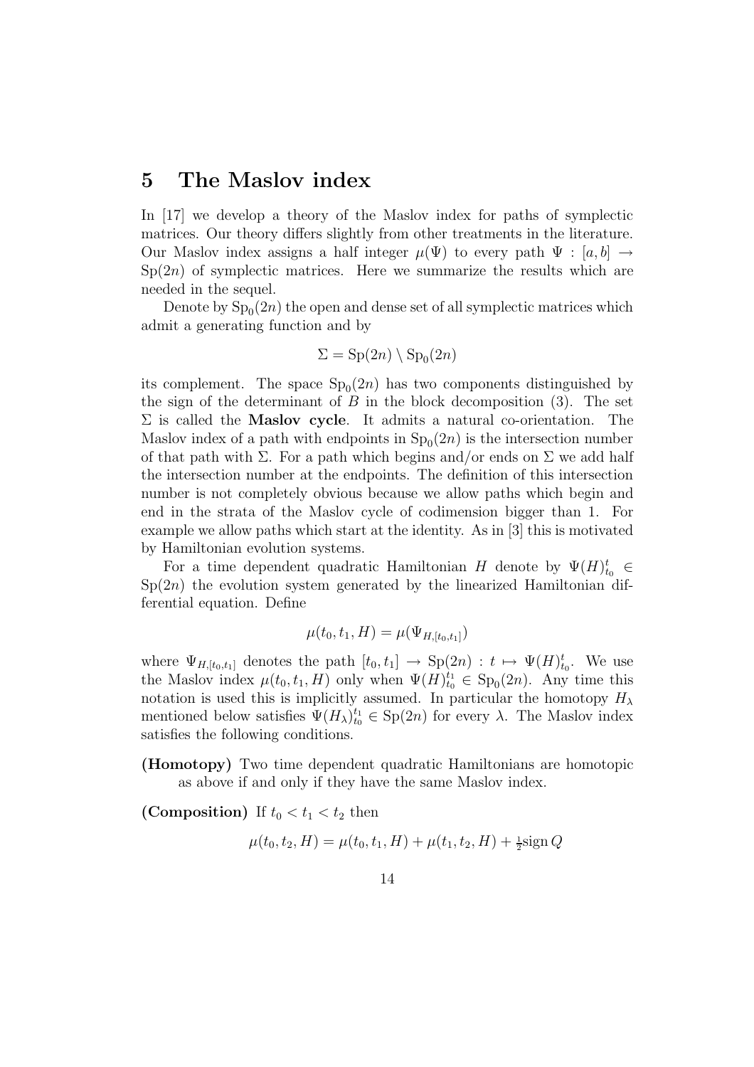## 5 The Maslov index

In [17] we develop a theory of the Maslov index for paths of symplectic matrices. Our theory differs slightly from other treatments in the literature. Our Maslov index assigns a half integer $\mu(\Psi)$ to every path $\Psi : [a,b] \to \mathrm{Sp}(2n)$ of symplectic matrices. Here we summarize the results which are needed in the sequel.

Denote by $\mathrm{Sp}_0(2n)$ the open and dense set of all symplectic matrices which admit a generating function and by

$$\Sigma = \mathrm{Sp}(2n) \setminus \mathrm{Sp}_0(2n)$$

its complement. The space $\mathrm{Sp}_0(2n)$ has two components distinguished by the sign of the determinant of $B$ in the block decomposition (3). The set $\Sigma$ is called the **Maslov cycle**. It admits a natural co-orientation. The Maslov index of a path with endpoints in $\mathrm{Sp}_0(2n)$ is the intersection number of that path with $\Sigma$. For a path which begins and/or ends on $\Sigma$ we add half the intersection number at the endpoints. The definition of this intersection number is not completely obvious because we allow paths which begin and end in the strata of the Maslov cycle of codimension bigger than 1. For example we allow paths which start at the identity. As in [3] this is motivated by Hamiltonian evolution systems.

For a time dependent quadratic Hamiltonian $H$ denote by $\Psi(H)_{t_0}^t \in \mathrm{Sp}(2n)$ the evolution system generated by the linearized Hamiltonian differential equation. Define

$$\mu(t_0, t_1, H) = \mu(\Psi_{H,[t_0,t_1]})$$

where $\Psi_{H,[t_0,t_1]}$ denotes the path $[t_0, t_1] \to \mathrm{Sp}(2n) : t \mapsto \Psi(H)_{t_0}^t$. We use the Maslov index $\mu(t_0, t_1, H)$ only when $\Psi(H)_{t_0}^{t_1} \in \mathrm{Sp}_0(2n)$. Any time this notation is used this is implicitly assumed. In particular the homotopy $H_\lambda$ mentioned below satisfies $\Psi(H_\lambda)_{t_0}^{t_1} \in \mathrm{Sp}(2n)$ for every $\lambda$. The Maslov index satisfies the following conditions.

**(Homotopy)** Two time dependent quadratic Hamiltonians are homotopic as above if and only if they have the same Maslov index.

**(Composition)** If $t_0 < t_1 < t_2$ then

$$\mu(t_0, t_2, H) = \mu(t_0, t_1, H) + \mu(t_1, t_2, H) + \tfrac{1}{2}\mathrm{sign}\, Q$$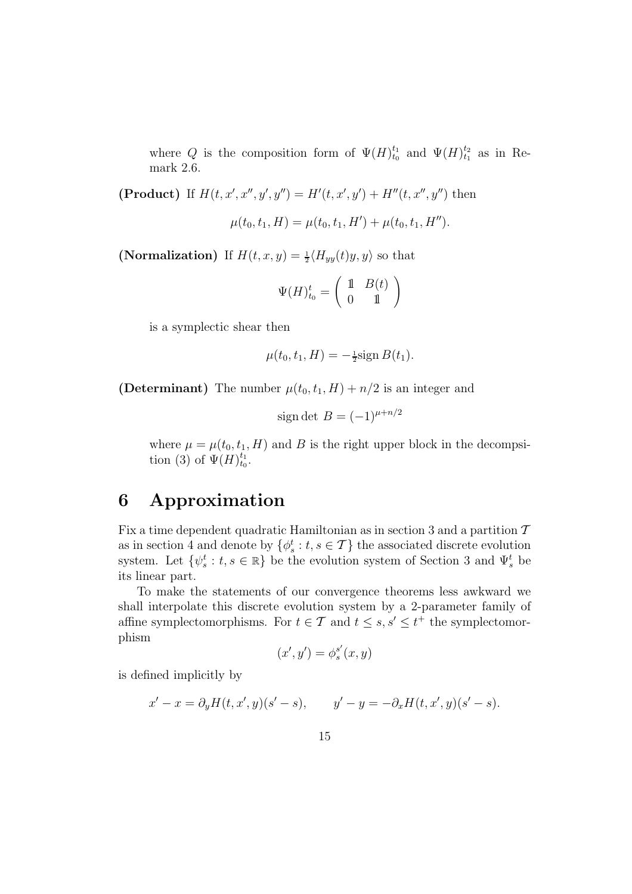where $Q$ is the composition form of $\Psi(H)_{t_0}^{t_1}$ and $\Psi(H)_{t_1}^{t_2}$ as in Remark 2.6.

**(Product)** If $H(t, x', x'', y', y'') = H'(t, x', y') + H''(t, x'', y'')$ then

$$\mu(t_0, t_1, H) = \mu(t_0, t_1, H') + \mu(t_0, t_1, H'').$$

**(Normalization)** If $H(t, x, y) = \frac{1}{2}\langle H_{yy}(t)y, y\rangle$ so that

$$\Psi(H)_{t_0}^{t} = \begin{pmatrix} \mathbb{1} & B(t) \\ 0 & \mathbb{1} \end{pmatrix}$$

is a symplectic shear then

$$\mu(t_0, t_1, H) = -\tfrac{1}{2}\mathrm{sign}\, B(t_1).$$

**(Determinant)** The number $\mu(t_0, t_1, H) + n/2$ is an integer and

$$\mathrm{sign}\det\, B = (-1)^{\mu + n/2}$$

where $\mu = \mu(t_0, t_1, H)$ and $B$ is the right upper block in the decompsition (3) of $\Psi(H)_{t_0}^{t_1}$.

# 6 Approximation

Fix a time dependent quadratic Hamiltonian as in section 3 and a partition $\mathcal{T}$ as in section 4 and denote by $\{\phi_s^t : t, s \in \mathcal{T}\}$ the associated discrete evolution system. Let $\{\psi_s^t : t, s \in \mathbb{R}\}$ be the evolution system of Section 3 and $\Psi_s^t$ be its linear part.

To make the statements of our convergence theorems less awkward we shall interpolate this discrete evolution system by a 2-parameter family of affine symplectomorphisms. For $t \in \mathcal{T}$ and $t \le s, s' \le t^+$ the symplectomorphism

$$(x', y') = \phi_s^{s'}(x, y)$$

is defined implicitly by

$$x' - x = \partial_y H(t, x', y)(s' - s), \qquad y' - y = -\partial_x H(t, x', y)(s' - s).$$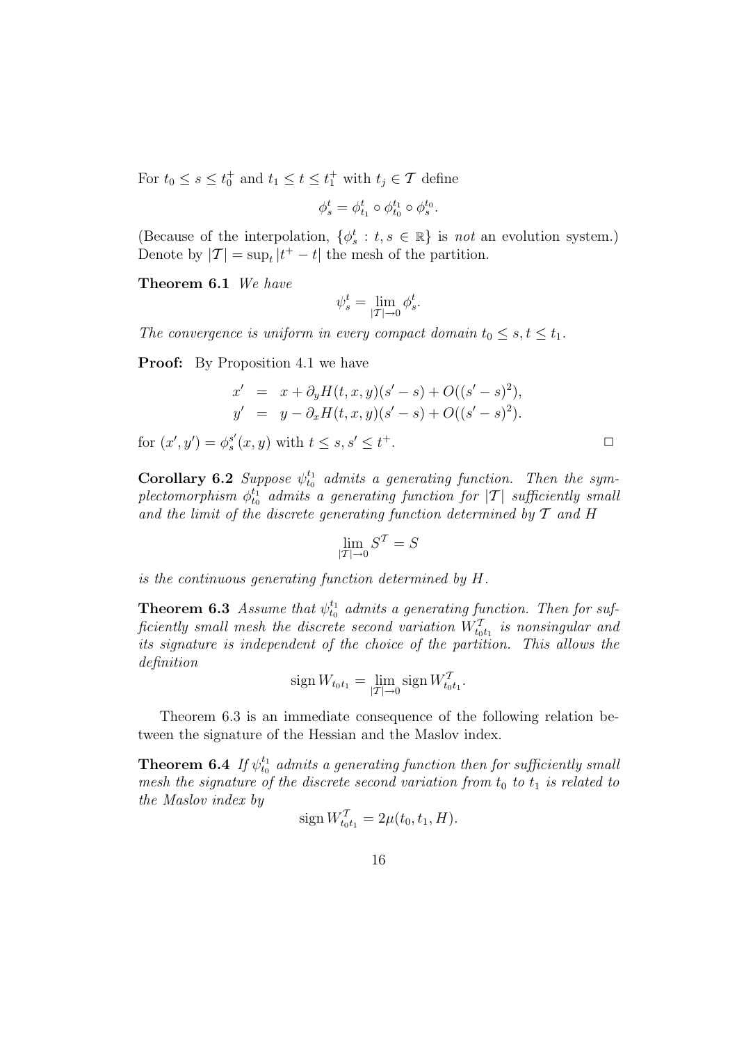For $t_0 \le s \le t_0^+$ and $t_1 \le t \le t_1^+$ with $t_j \in \mathcal{T}$ define

$$\phi_s^t = \phi_{t_1}^t \circ \phi_{t_0}^{t_1} \circ \phi_s^{t_0}.$$

(Because of the interpolation, $\{\phi_s^t : t, s \in \mathbb{R}\}$ is *not* an evolution system.) Denote by $|\mathcal{T}| = \sup_t |t^+ - t|$ the mesh of the partition.

**Theorem 6.1** *We have*

$$\psi_s^t = \lim_{|\mathcal{T}| \to 0} \phi_s^t.$$

*The convergence is uniform in every compact domain $t_0 \le s, t \le t_1$.*

**Proof:** By Proposition 4.1 we have

$$\begin{aligned} x' &= x + \partial_y H(t, x, y)(s' - s) + O((s' - s)^2), \\ y' &= y - \partial_x H(t, x, y)(s' - s) + O((s' - s)^2). \end{aligned}$$

for $(x', y') = \phi_s^{s'}(x, y)$ with $t \le s, s' \le t^+$. $\square$

**Corollary 6.2** *Suppose $\psi_{t_0}^{t_1}$ admits a generating function. Then the symplectomorphism $\phi_{t_0}^{t_1}$ admits a generating function for $|\mathcal{T}|$ sufficiently small and the limit of the discrete generating function determined by $\mathcal{T}$ and $H$*

$$\lim_{|\mathcal{T}| \to 0} S^{\mathcal{T}} = S$$

*is the continuous generating function determined by $H$.*

**Theorem 6.3** *Assume that $\psi_{t_0}^{t_1}$ admits a generating function. Then for sufficiently small mesh the discrete second variation $W_{t_0 t_1}^{\mathcal{T}}$ is nonsingular and its signature is independent of the choice of the partition. This allows the definition*

$$\operatorname{sign} W_{t_0 t_1} = \lim_{|\mathcal{T}| \to 0} \operatorname{sign} W_{t_0 t_1}^{\mathcal{T}}.$$

Theorem 6.3 is an immediate consequence of the following relation between the signature of the Hessian and the Maslov index.

**Theorem 6.4** *If $\psi_{t_0}^{t_1}$ admits a generating function then for sufficiently small mesh the signature of the discrete second variation from $t_0$ to $t_1$ is related to the Maslov index by*

$$\operatorname{sign} W_{t_0 t_1}^{\mathcal{T}} = 2\mu(t_0, t_1, H).$$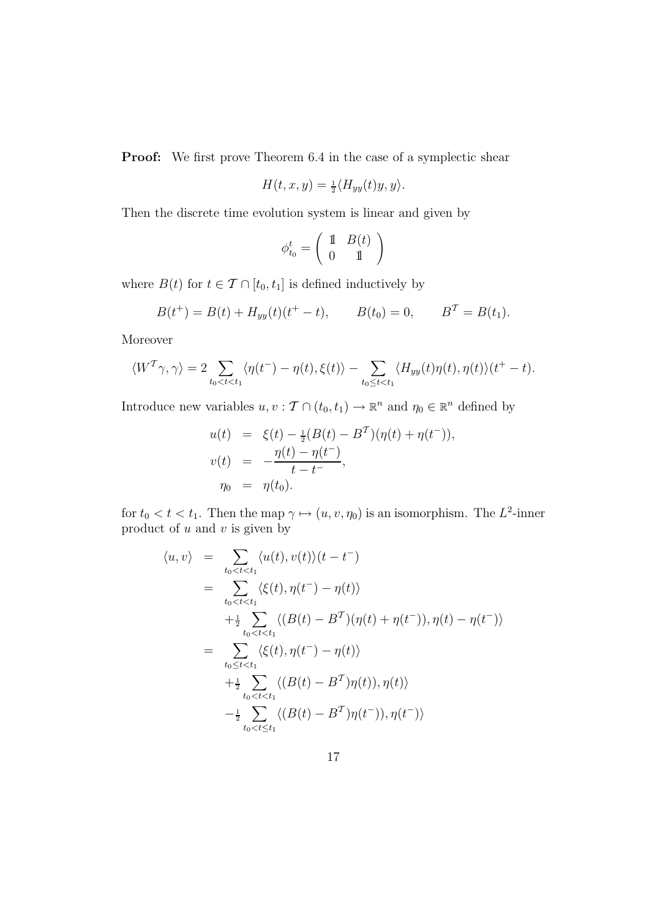**Proof:** We first prove Theorem 6.4 in the case of a symplectic shear

$$H(t, x, y) = \tfrac{1}{2}\langle H_{yy}(t)y, y\rangle.$$

Then the discrete time evolution system is linear and given by

$$\phi_{t_0}^t = \begin{pmatrix} \mathbb{1} & B(t) \\ 0 & \mathbb{1} \end{pmatrix}$$

where $B(t)$ for $t \in \mathcal{T} \cap [t_0, t_1]$ is defined inductively by

$$B(t^+) = B(t) + H_{yy}(t)(t^+ - t), \qquad B(t_0) = 0, \qquad B^{\mathcal{T}} = B(t_1).$$

Moreover

$$\langle W^{\mathcal{T}}\gamma, \gamma\rangle = 2 \sum_{t_0 < t < t_1} \langle \eta(t^-) - \eta(t), \xi(t)\rangle - \sum_{t_0 \le t < t_1} \langle H_{yy}(t)\eta(t), \eta(t)\rangle(t^+ - t).$$

Introduce new variables $u, v : \mathcal{T} \cap (t_0, t_1) \to \mathbb{R}^n$ and $\eta_0 \in \mathbb{R}^n$ defined by

$$\begin{aligned}
u(t) &= \xi(t) - \tfrac{1}{2}(B(t) - B^{\mathcal{T}})(\eta(t) + \eta(t^-)), \\
v(t) &= -\frac{\eta(t) - \eta(t^-)}{t - t^-}, \\
\eta_0 &= \eta(t_0).
\end{aligned}$$

for $t_0 < t < t_1$. Then the map $\gamma \mapsto (u, v, \eta_0)$ is an isomorphism. The $L^2$-inner product of $u$ and $v$ is given by

$$\begin{aligned}
\langle u, v\rangle &= \sum_{t_0 < t < t_1} \langle u(t), v(t)\rangle(t - t^-) \\
&= \sum_{t_0 < t < t_1} \langle \xi(t), \eta(t^-) - \eta(t)\rangle \\
&\quad + \tfrac{1}{2} \sum_{t_0 < t < t_1} \langle (B(t) - B^{\mathcal{T}})(\eta(t) + \eta(t^-)), \eta(t) - \eta(t^-)\rangle \\
&= \sum_{t_0 \le t < t_1} \langle \xi(t), \eta(t^-) - \eta(t)\rangle \\
&\quad + \tfrac{1}{2} \sum_{t_0 < t < t_1} \langle (B(t) - B^{\mathcal{T}})\eta(t)), \eta(t)\rangle \\
&\quad - \tfrac{1}{2} \sum_{t_0 < t \le t_1} \langle (B(t) - B^{\mathcal{T}})\eta(t^-)), \eta(t^-)\rangle
\end{aligned}$$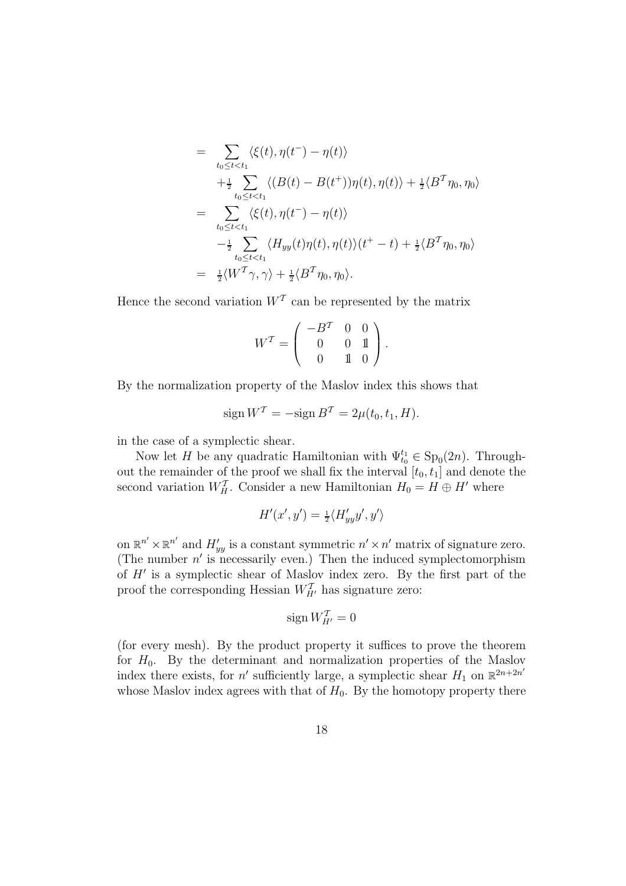$$
\begin{aligned}
&= \sum_{t_0 \le t < t_1} \langle \xi(t), \eta(t^-) - \eta(t) \rangle \\
&\quad + \tfrac{1}{2} \sum_{t_0 \le t < t_1} \langle (B(t) - B(t^+))\eta(t), \eta(t) \rangle + \tfrac{1}{2} \langle B^{\mathcal{T}} \eta_0, \eta_0 \rangle \\
&= \sum_{t_0 \le t < t_1} \langle \xi(t), \eta(t^-) - \eta(t) \rangle \\
&\quad - \tfrac{1}{2} \sum_{t_0 \le t < t_1} \langle H_{yy}(t)\eta(t), \eta(t) \rangle (t^+ - t) + \tfrac{1}{2} \langle B^{\mathcal{T}} \eta_0, \eta_0 \rangle \\
&= \tfrac{1}{2} \langle W^{\mathcal{T}} \gamma, \gamma \rangle + \tfrac{1}{2} \langle B^{\mathcal{T}} \eta_0, \eta_0 \rangle.
\end{aligned}
$$

Hence the second variation $W^{\mathcal{T}}$ can be represented by the matrix

$$
W^{\mathcal{T}} = \begin{pmatrix} -B^{\mathcal{T}} & 0 & 0 \\ 0 & 0 & \mathbb{1} \\ 0 & \mathbb{1} & 0 \end{pmatrix}.
$$

By the normalization property of the Maslov index this shows that

$$
\operatorname{sign} W^{\mathcal{T}} = -\operatorname{sign} B^{\mathcal{T}} = 2\mu(t_0, t_1, H).
$$

in the case of a symplectic shear.

Now let $H$ be any quadratic Hamiltonian with $\Psi_{t_0}^{t_1} \in \mathrm{Sp}_0(2n)$. Throughout the remainder of the proof we shall fix the interval $[t_0, t_1]$ and denote the second variation $W_H^{\mathcal{T}}$. Consider a new Hamiltonian $H_0 = H \oplus H'$ where

$$
H'(x', y') = \tfrac{1}{2} \langle H'_{yy} y', y' \rangle
$$

on $\mathbb{R}^{n'} \times \mathbb{R}^{n'}$ and $H'_{yy}$ is a constant symmetric $n' \times n'$ matrix of signature zero. (The number $n'$ is necessarily even.) Then the induced symplectomorphism of $H'$ is a symplectic shear of Maslov index zero. By the first part of the proof the corresponding Hessian $W_{H'}^{\mathcal{T}}$ has signature zero:

$$
\operatorname{sign} W_{H'}^{\mathcal{T}} = 0
$$

(for every mesh). By the product property it suffices to prove the theorem for $H_0$. By the determinant and normalization properties of the Maslov index there exists, for $n'$ sufficiently large, a symplectic shear $H_1$ on $\mathbb{R}^{2n+2n'}$ whose Maslov index agrees with that of $H_0$. By the homotopy property there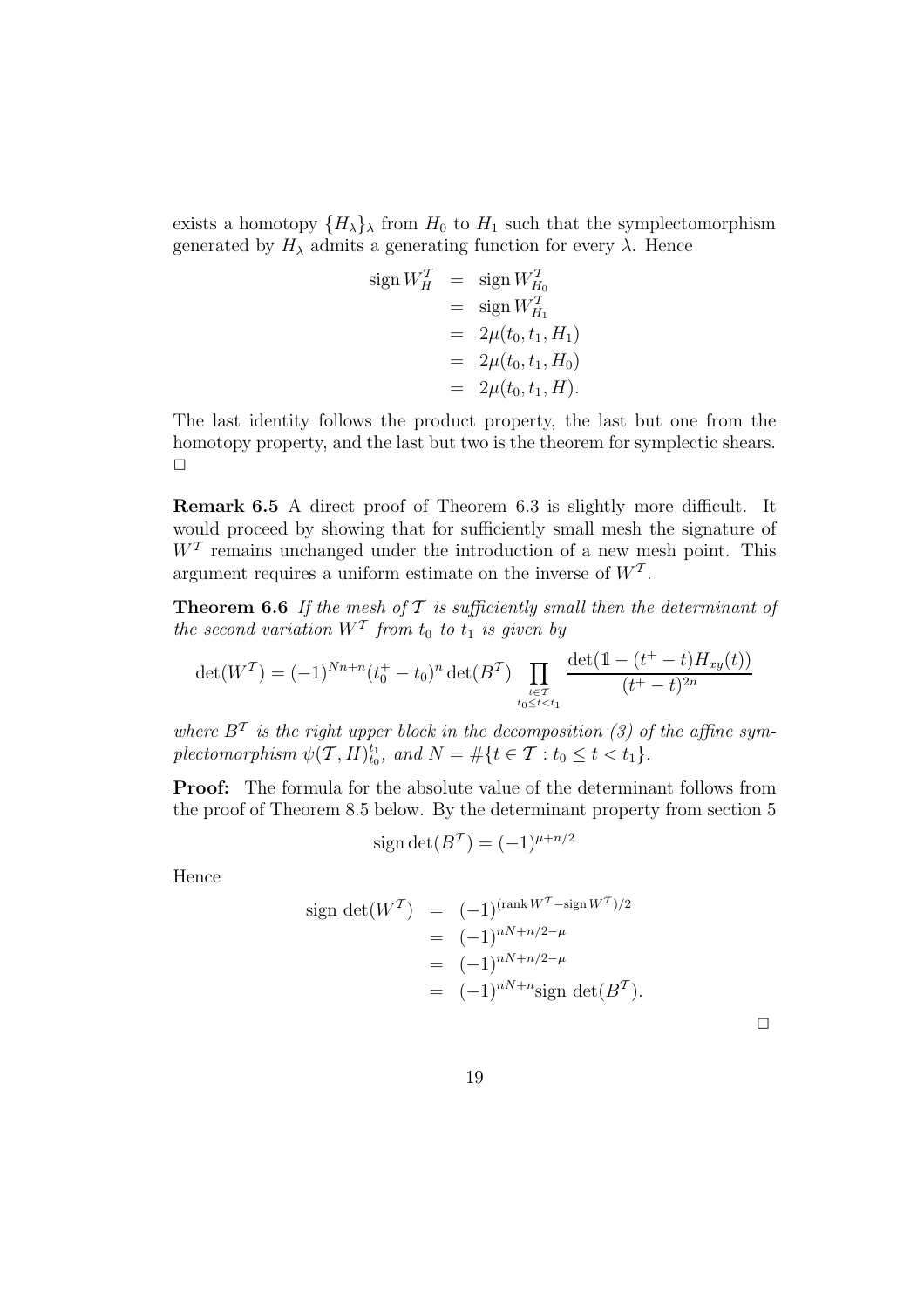exists a homotopy $\{H_\lambda\}_\lambda$ from $H_0$ to $H_1$ such that the symplectomorphism generated by $H_\lambda$ admits a generating function for every $\lambda$. Hence

$$
\begin{aligned}
\operatorname{sign} W_H^{\mathcal{T}} &= \operatorname{sign} W_{H_0}^{\mathcal{T}} \\
&= \operatorname{sign} W_{H_1}^{\mathcal{T}} \\
&= 2\mu(t_0, t_1, H_1) \\
&= 2\mu(t_0, t_1, H_0) \\
&= 2\mu(t_0, t_1, H).
\end{aligned}
$$

The last identity follows the product property, the last but one from the homotopy property, and the last but two is the theorem for symplectic shears. □

**Remark 6.5** A direct proof of Theorem 6.3 is slightly more difficult. It would proceed by showing that for sufficiently small mesh the signature of $W^{\mathcal{T}}$ remains unchanged under the introduction of a new mesh point. This argument requires a uniform estimate on the inverse of $W^{\mathcal{T}}$.

**Theorem 6.6** *If the mesh of $\mathcal{T}$ is sufficiently small then the determinant of the second variation $W^{\mathcal{T}}$ from $t_0$ to $t_1$ is given by*

$$
\det(W^{\mathcal{T}}) = (-1)^{Nn+n}(t_0^+ - t_0)^n \det(B^{\mathcal{T}}) \prod_{\substack{t \in \mathcal{T} \\ t_0 \le t < t_1}} \frac{\det(\mathbb{1} - (t^+ - t)H_{xy}(t))}{(t^+ - t)^{2n}}
$$

*where $B^{\mathcal{T}}$ is the right upper block in the decomposition (3) of the affine symplectomorphism $\psi(\mathcal{T}, H)_{t_0}^{t_1}$, and $N = \#\{t \in \mathcal{T} : t_0 \le t < t_1\}$.*

**Proof:** The formula for the absolute value of the determinant follows from the proof of Theorem 8.5 below. By the determinant property from section 5

$$
\operatorname{sign}\det(B^{\mathcal{T}}) = (-1)^{\mu + n/2}
$$

Hence

$$
\begin{aligned}
\operatorname{sign}\,\det(W^{\mathcal{T}}) &= (-1)^{(\operatorname{rank} W^{\mathcal{T}} - \operatorname{sign} W^{\mathcal{T}})/2} \\
&= (-1)^{nN + n/2 - \mu} \\
&= (-1)^{nN + n/2 - \mu} \\
&= (-1)^{nN+n} \operatorname{sign}\,\det(B^{\mathcal{T}}).
\end{aligned}
$$

□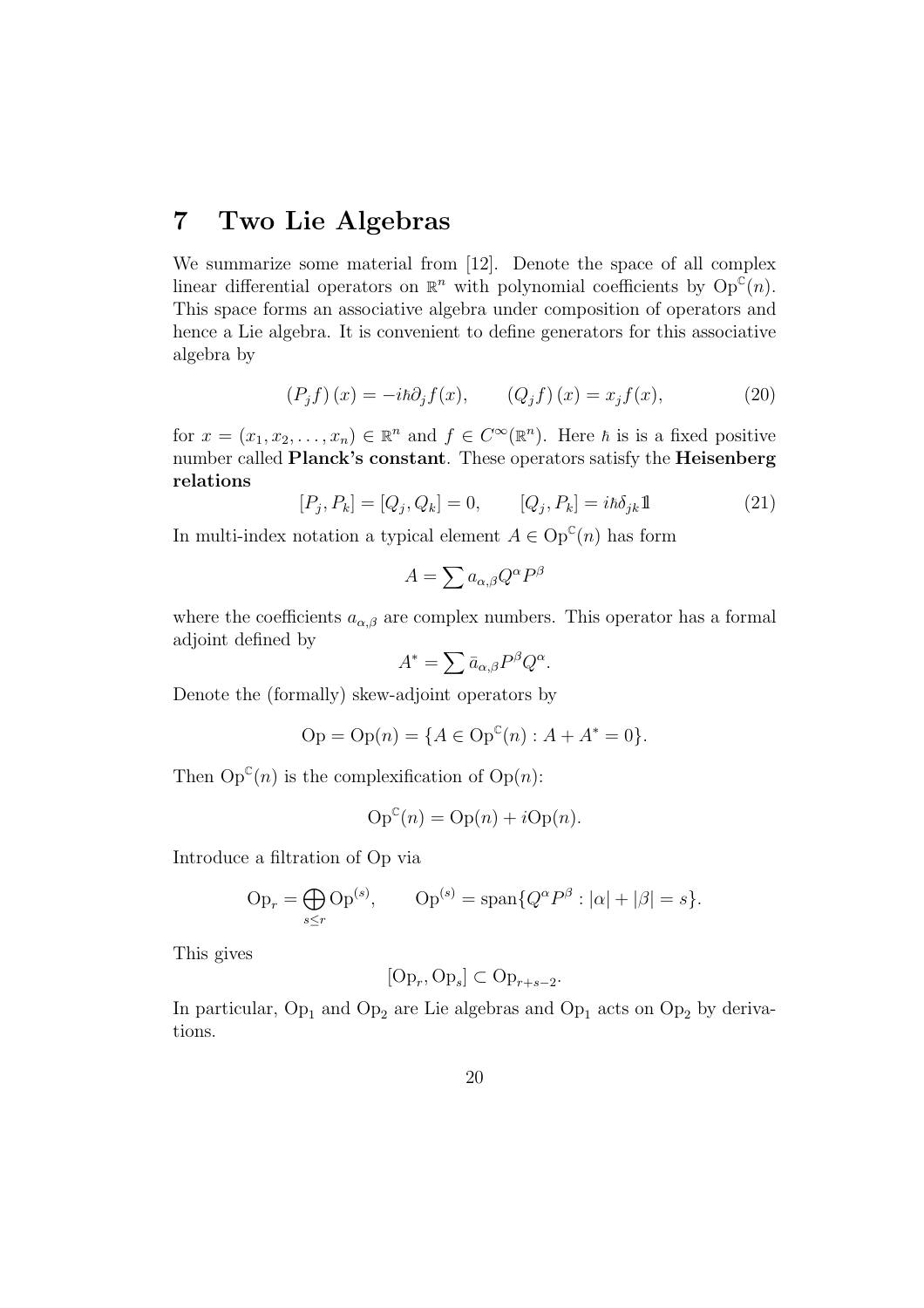# 7 Two Lie Algebras

We summarize some material from [12]. Denote the space of all complex linear differential operators on $\mathbb{R}^n$ with polynomial coefficients by $\mathrm{Op}^{\mathbb{C}}(n)$. This space forms an associative algebra under composition of operators and hence a Lie algebra. It is convenient to define generators for this associative algebra by

$$(P_j f)(x) = -i\hbar\partial_j f(x), \qquad (Q_j f)(x) = x_j f(x), \tag{20}$$

for $x = (x_1, x_2, \ldots, x_n) \in \mathbb{R}^n$ and $f \in C^\infty(\mathbb{R}^n)$. Here $\hbar$ is is a fixed positive number called **Planck's constant**. These operators satisfy the **Heisenberg relations**

$$[P_j, P_k] = [Q_j, Q_k] = 0, \qquad [Q_j, P_k] = i\hbar\delta_{jk}\mathbb{1} \tag{21}$$

In multi-index notation a typical element $A \in \mathrm{Op}^{\mathbb{C}}(n)$ has form

$$A = \sum a_{\alpha,\beta} Q^\alpha P^\beta$$

where the coefficients $a_{\alpha,\beta}$ are complex numbers. This operator has a formal adjoint defined by

$$A^* = \sum \bar{a}_{\alpha,\beta} P^\beta Q^\alpha.$$

Denote the (formally) skew-adjoint operators by

$$\mathrm{Op} = \mathrm{Op}(n) = \{A \in \mathrm{Op}^{\mathbb{C}}(n) : A + A^* = 0\}.$$

Then $\mathrm{Op}^{\mathbb{C}}(n)$ is the complexification of $\mathrm{Op}(n)$:

$$\mathrm{Op}^{\mathbb{C}}(n) = \mathrm{Op}(n) + i\mathrm{Op}(n).$$

Introduce a filtration of Op via

$$\mathrm{Op}_r = \bigoplus_{s \le r} \mathrm{Op}^{(s)}, \qquad \mathrm{Op}^{(s)} = \mathrm{span}\{Q^\alpha P^\beta : |\alpha| + |\beta| = s\}.$$

This gives

$$[\mathrm{Op}_r, \mathrm{Op}_s] \subset \mathrm{Op}_{r+s-2}.$$

In particular, $\mathrm{Op}_1$ and $\mathrm{Op}_2$ are Lie algebras and $\mathrm{Op}_1$ acts on $\mathrm{Op}_2$ by derivations.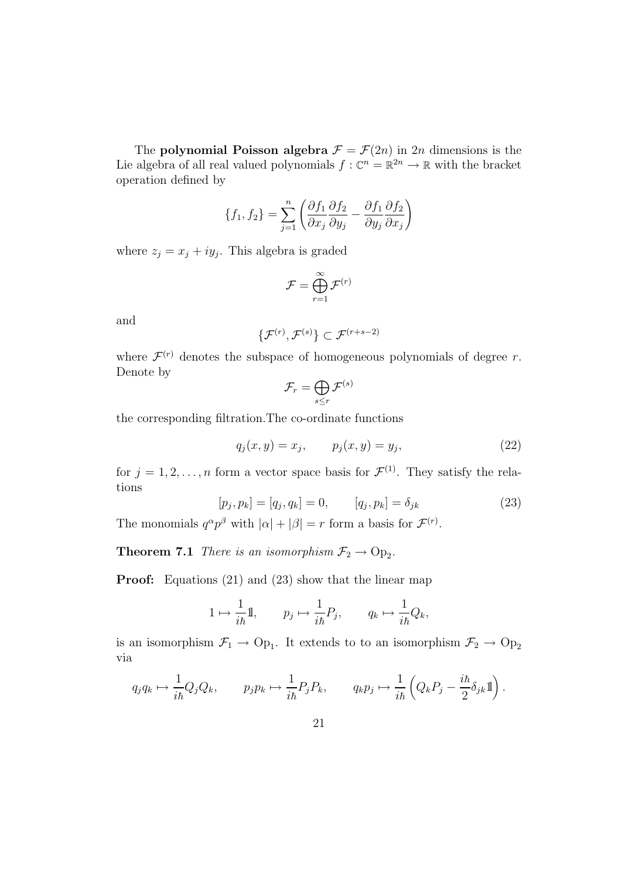The **polynomial Poisson algebra** $\mathcal{F} = \mathcal{F}(2n)$ in $2n$ dimensions is the Lie algebra of all real valued polynomials $f : \mathbb{C}^n = \mathbb{R}^{2n} \to \mathbb{R}$ with the bracket operation defined by

$$\{f_1, f_2\} = \sum_{j=1}^{n} \left( \frac{\partial f_1}{\partial x_j} \frac{\partial f_2}{\partial y_j} - \frac{\partial f_1}{\partial y_j} \frac{\partial f_2}{\partial x_j} \right)$$

where $z_j = x_j + iy_j$. This algebra is graded

$$\mathcal{F} = \bigoplus_{r=1}^{\infty} \mathcal{F}^{(r)}$$

and

$$\{\mathcal{F}^{(r)}, \mathcal{F}^{(s)}\} \subset \mathcal{F}^{(r+s-2)}$$

where $\mathcal{F}^{(r)}$ denotes the subspace of homogeneous polynomials of degree $r$. Denote by

$$\mathcal{F}_r = \bigoplus_{s \leq r} \mathcal{F}^{(s)}$$

the corresponding filtration.The co-ordinate functions

$$q_j(x, y) = x_j, \qquad p_j(x, y) = y_j, \tag{22}$$

for $j = 1, 2, \ldots, n$ form a vector space basis for $\mathcal{F}^{(1)}$. They satisfy the relations

$$[p_j, p_k] = [q_j, q_k] = 0, \qquad [q_j, p_k] = \delta_{jk} \tag{23}$$

The monomials $q^\alpha p^\beta$ with $|\alpha| + |\beta| = r$ form a basis for $\mathcal{F}^{(r)}$.

**Theorem 7.1** *There is an isomorphism $\mathcal{F}_2 \to \mathrm{Op}_2$.*

**Proof:** Equations (21) and (23) show that the linear map

$$1 \mapsto \frac{1}{i\hbar} \mathbb{1}, \qquad p_j \mapsto \frac{1}{i\hbar} P_j, \qquad q_k \mapsto \frac{1}{i\hbar} Q_k,$$

is an isomorphism $\mathcal{F}_1 \to \mathrm{Op}_1$. It extends to to an isomorphism $\mathcal{F}_2 \to \mathrm{Op}_2$ via

$$q_j q_k \mapsto \frac{1}{i\hbar} Q_j Q_k, \qquad p_j p_k \mapsto \frac{1}{i\hbar} P_j P_k, \qquad q_k p_j \mapsto \frac{1}{i\hbar} \left( Q_k P_j - \frac{i\hbar}{2} \delta_{jk} \mathbb{1} \right).$$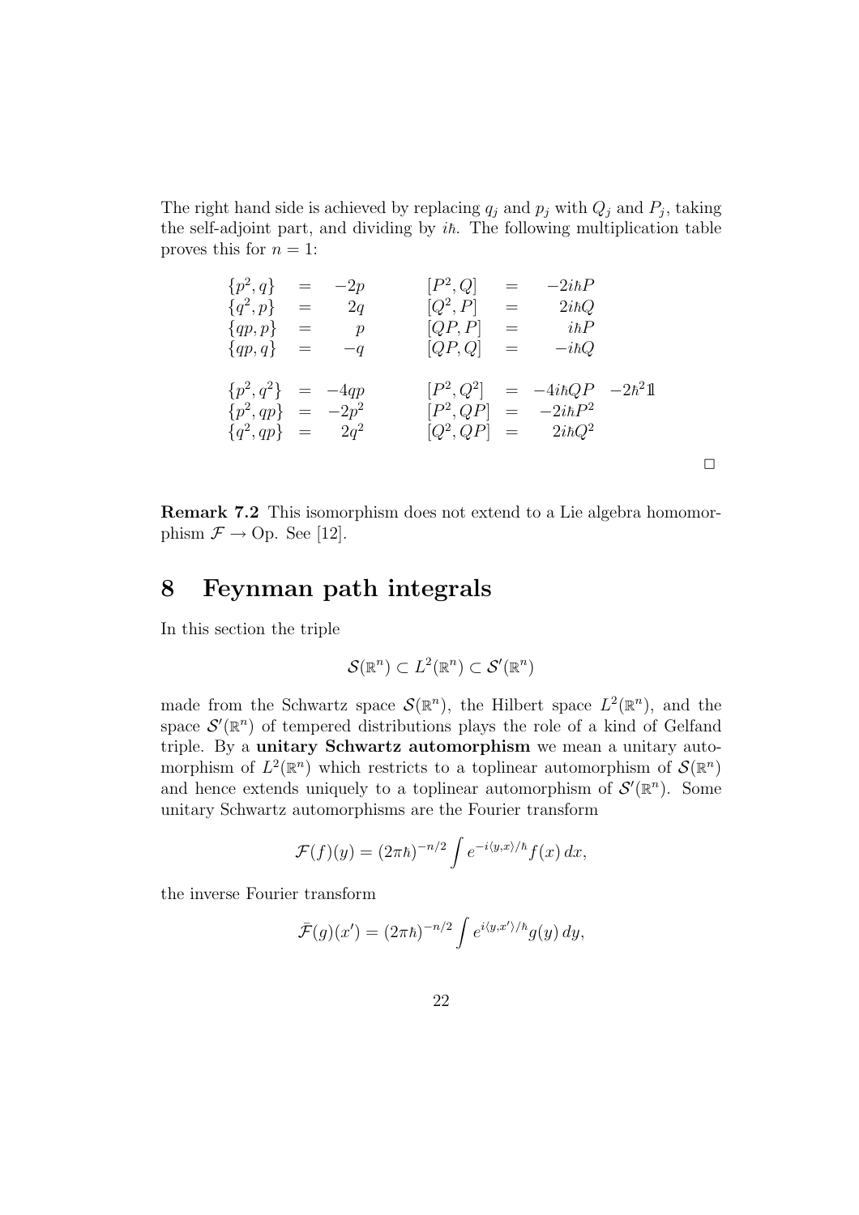The right hand side is achieved by replacing $q_j$ and $p_j$ with $Q_j$ and $P_j$, taking the self-adjoint part, and dividing by $i\hbar$. The following multiplication table proves this for $n = 1$:

$$
\begin{array}{rclcrcl}
\{p^2, q\} &=& -2p & \qquad & [P^2, Q] &=& -2i\hbar P \\
\{q^2, p\} &=& 2q & & [Q^2, P] &=& 2i\hbar Q \\
\{qp, p\} &=& p & & [QP, P] &=& i\hbar P \\
\{qp, q\} &=& -q & & [QP, Q] &=& -i\hbar Q \\
\\
\{p^2, q^2\} &=& -4qp & & [P^2, Q^2] &=& -4i\hbar QP \quad -2\hbar^2 \mathbb{1} \\
\{p^2, qp\} &=& -2p^2 & & [P^2, QP] &=& -2i\hbar P^2 \\
\{q^2, qp\} &=& 2q^2 & & [Q^2, QP] &=& 2i\hbar Q^2
\end{array}
$$

□

**Remark 7.2** This isomorphism does not extend to a Lie algebra homomorphism $\mathcal{F} \to \mathrm{Op}$. See [12].

# 8 Feynman path integrals

In this section the triple

$$\mathcal{S}(\mathbb{R}^n) \subset L^2(\mathbb{R}^n) \subset \mathcal{S}'(\mathbb{R}^n)$$

made from the Schwartz space $\mathcal{S}(\mathbb{R}^n)$, the Hilbert space $L^2(\mathbb{R}^n)$, and the space $\mathcal{S}'(\mathbb{R}^n)$ of tempered distributions plays the role of a kind of Gelfand triple. By a **unitary Schwartz automorphism** we mean a unitary automorphism of $L^2(\mathbb{R}^n)$ which restricts to a toplinear automorphism of $\mathcal{S}(\mathbb{R}^n)$ and hence extends uniquely to a toplinear automorphism of $\mathcal{S}'(\mathbb{R}^n)$. Some unitary Schwartz automorphisms are the Fourier transform

$$\mathcal{F}(f)(y) = (2\pi\hbar)^{-n/2} \int e^{-i\langle y,x\rangle/\hbar} f(x)\, dx,$$

the inverse Fourier transform

$$\bar{\mathcal{F}}(g)(x') = (2\pi\hbar)^{-n/2} \int e^{i\langle y,x'\rangle/\hbar} g(y)\, dy,$$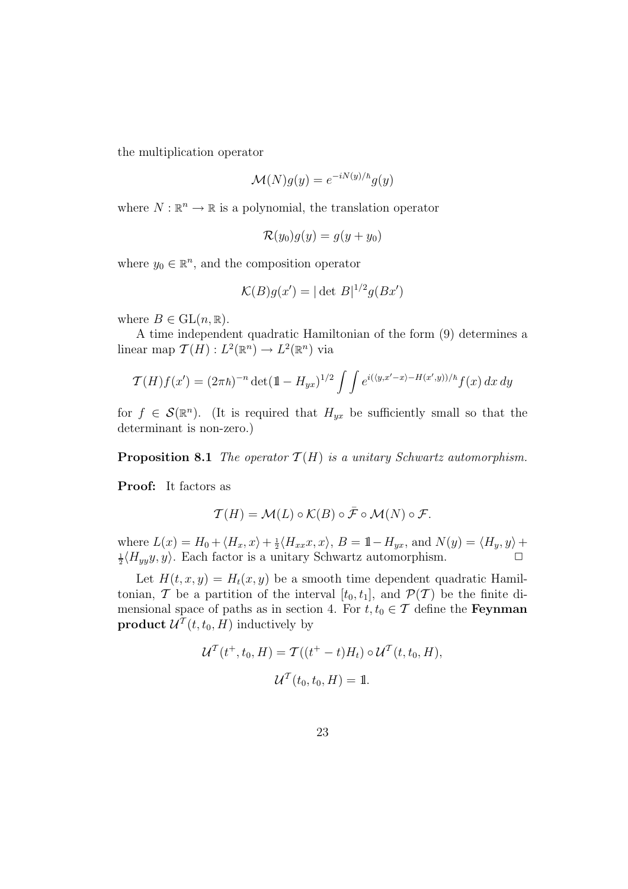the multiplication operator

$$\mathcal{M}(N)g(y) = e^{-iN(y)/\hbar}g(y)$$

where $N : \mathbb{R}^n \to \mathbb{R}$ is a polynomial, the translation operator

$$\mathcal{R}(y_0)g(y) = g(y + y_0)$$

where $y_0 \in \mathbb{R}^n$, and the composition operator

$$\mathcal{K}(B)g(x') = |\det B|^{1/2} g(Bx')$$

where $B \in \mathrm{GL}(n, \mathbb{R})$.

A time independent quadratic Hamiltonian of the form (9) determines a linear map $\mathcal{T}(H) : L^2(\mathbb{R}^n) \to L^2(\mathbb{R}^n)$ via

$$\mathcal{T}(H)f(x') = (2\pi\hbar)^{-n} \det(\mathbb{1} - H_{yx})^{1/2} \int\int e^{i(\langle y, x'-x\rangle - H(x',y))/\hbar} f(x)\, dx\, dy$$

for $f \in \mathcal{S}(\mathbb{R}^n)$. (It is required that $H_{yx}$ be sufficiently small so that the determinant is non-zero.)

**Proposition 8.1** *The operator $\mathcal{T}(H)$ is a unitary Schwartz automorphism.*

**Proof:** It factors as

$$\mathcal{T}(H) = \mathcal{M}(L) \circ \mathcal{K}(B) \circ \bar{\mathcal{F}} \circ \mathcal{M}(N) \circ \mathcal{F}.$$

where $L(x) = H_0 + \langle H_x, x\rangle + \frac{1}{2}\langle H_{xx}x, x\rangle$, $B = \mathbb{1} - H_{yx}$, and $N(y) = \langle H_y, y\rangle + \frac{1}{2}\langle H_{yy}y, y\rangle$. Each factor is a unitary Schwartz automorphism. □

Let $H(t, x, y) = H_t(x, y)$ be a smooth time dependent quadratic Hamiltonian, $\mathcal{T}$ be a partition of the interval $[t_0, t_1]$, and $\mathcal{P}(\mathcal{T})$ be the finite dimensional space of paths as in section 4. For $t, t_0 \in \mathcal{T}$ define the **Feynman product** $\mathcal{U}^{\mathcal{T}}(t, t_0, H)$ inductively by

$$\mathcal{U}^{\mathcal{T}}(t^+, t_0, H) = \mathcal{T}((t^+ - t)H_t) \circ \mathcal{U}^{\mathcal{T}}(t, t_0, H),$$

$$\mathcal{U}^{\mathcal{T}}(t_0, t_0, H) = \mathbb{1}.$$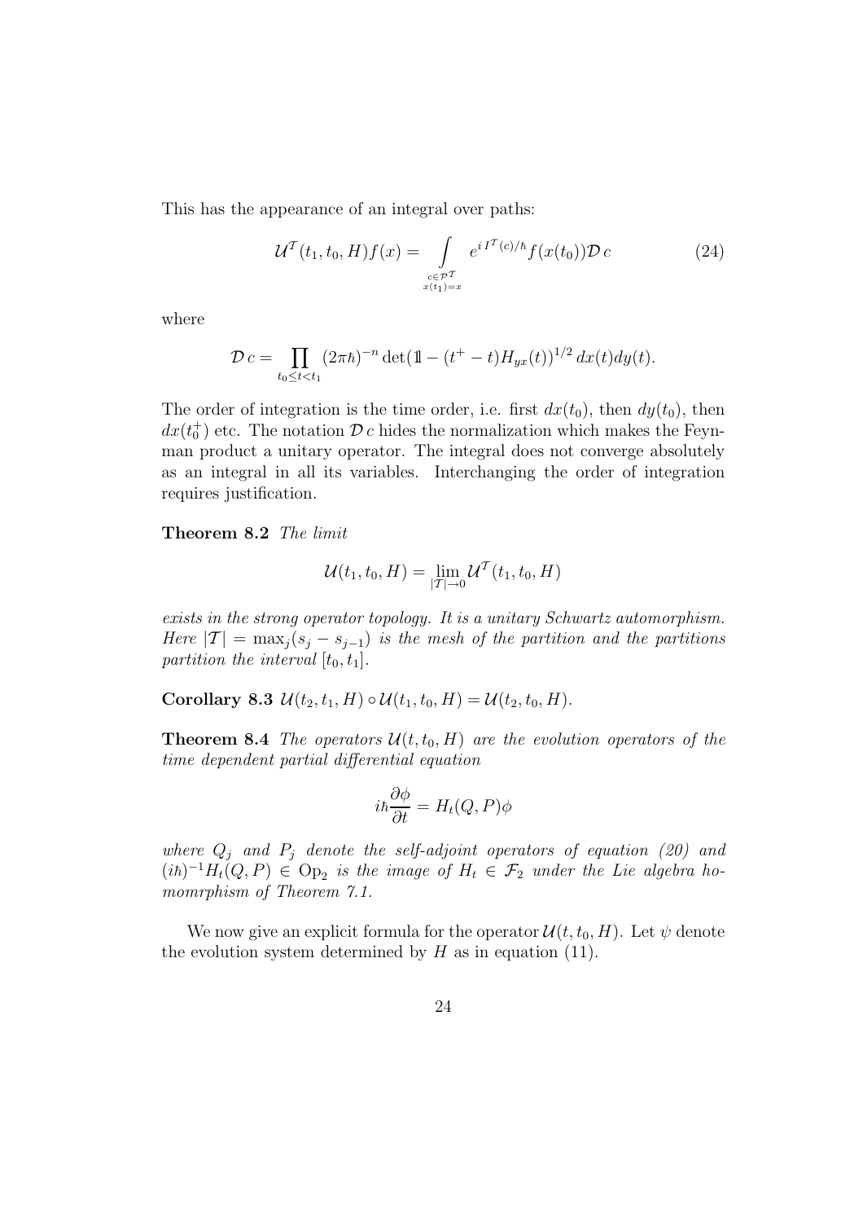This has the appearance of an integral over paths:

$$\mathcal{U}^{\mathcal{T}}(t_1, t_0, H)f(x) = \int\limits_{\substack{c\in\mathcal{P}^{\mathcal{T}}\\ x(t_1)=x}} e^{i\, I^{\mathcal{T}}(c)/\hbar} f(x(t_0))\mathcal{D}\, c \tag{24}$$

where

$$\mathcal{D}\, c = \prod_{t_0 \le t < t_1} (2\pi\hbar)^{-n} \det(\mathbb{1} - (t^+ - t)H_{yx}(t))^{1/2}\, dx(t)dy(t).$$

The order of integration is the time order, i.e. first $dx(t_0)$, then $dy(t_0)$, then $dx(t_0^+)$ etc. The notation $\mathcal{D}\, c$ hides the normalization which makes the Feynman product a unitary operator. The integral does not converge absolutely as an integral in all its variables. Interchanging the order of integration requires justification.

**Theorem 8.2** *The limit*

$$\mathcal{U}(t_1, t_0, H) = \lim_{|\mathcal{T}|\to 0} \mathcal{U}^{\mathcal{T}}(t_1, t_0, H)$$

*exists in the strong operator topology. It is a unitary Schwartz automorphism. Here* $|\mathcal{T}| = \max_j(s_j - s_{j-1})$ *is the mesh of the partition and the partitions partition the interval* $[t_0, t_1]$.

**Corollary 8.3** $\mathcal{U}(t_2, t_1, H) \circ \mathcal{U}(t_1, t_0, H) = \mathcal{U}(t_2, t_0, H)$.

**Theorem 8.4** *The operators* $\mathcal{U}(t, t_0, H)$ *are the evolution operators of the time dependent partial differential equation*

$$i\hbar\frac{\partial \phi}{\partial t} = H_t(Q, P)\phi$$

*where* $Q_j$ *and* $P_j$ *denote the self-adjoint operators of equation (20) and* $(i\hbar)^{-1}H_t(Q, P) \in \mathrm{Op}_2$ *is the image of* $H_t \in \mathcal{F}_2$ *under the Lie algebra homomrphism of Theorem 7.1.*

We now give an explicit formula for the operator $\mathcal{U}(t, t_0, H)$. Let $\psi$ denote the evolution system determined by $H$ as in equation (11).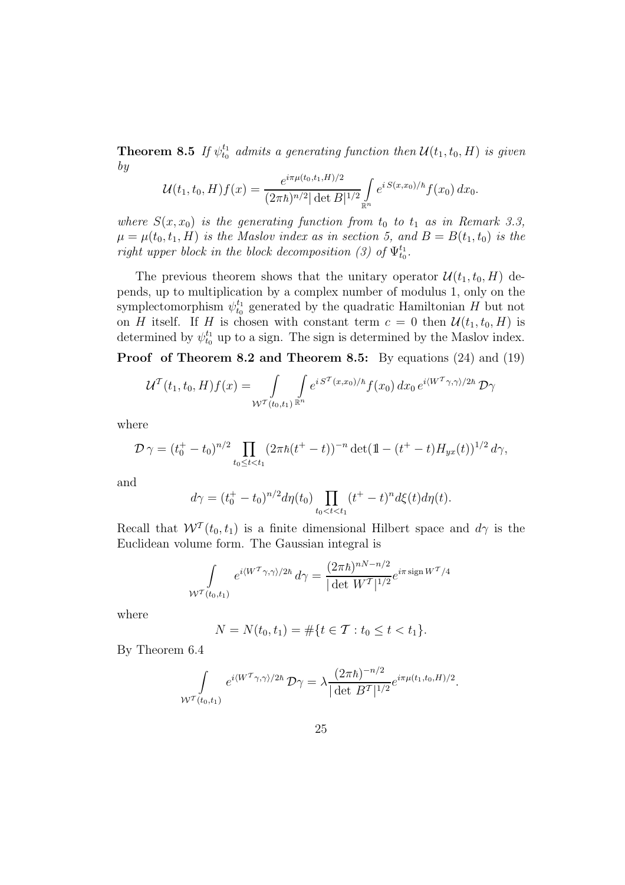**Theorem 8.5** *If $\psi_{t_0}^{t_1}$ admits a generating function then $\mathcal{U}(t_1, t_0, H)$ is given by*

$$\mathcal{U}(t_1, t_0, H)f(x) = \frac{e^{i\pi\mu(t_0,t_1,H)/2}}{(2\pi\hbar)^{n/2}|\det B|^{1/2}} \int_{\mathbb{R}^n} e^{i\,S(x,x_0)/\hbar} f(x_0)\,dx_0.$$

*where $S(x, x_0)$ is the generating function from $t_0$ to $t_1$ as in Remark 3.3, $\mu = \mu(t_0, t_1, H)$ is the Maslov index as in section 5, and $B = B(t_1, t_0)$ is the right upper block in the block decomposition (3) of $\Psi_{t_0}^{t_1}$.*

The previous theorem shows that the unitary operator $\mathcal{U}(t_1, t_0, H)$ depends, up to multiplication by a complex number of modulus 1, only on the symplectomorphism $\psi_{t_0}^{t_1}$ generated by the quadratic Hamiltonian $H$ but not on $H$ itself. If $H$ is chosen with constant term $c = 0$ then $\mathcal{U}(t_1, t_0, H)$ is determined by $\psi_{t_0}^{t_1}$ up to a sign. The sign is determined by the Maslov index.

**Proof of Theorem 8.2 and Theorem 8.5:** By equations (24) and (19)

$$\mathcal{U}^{\mathcal{T}}(t_1, t_0, H)f(x) = \int_{\mathcal{W}^{\mathcal{T}}(t_0,t_1)} \int_{\mathbb{R}^n} e^{i\,S^{\mathcal{T}}(x,x_0)/\hbar} f(x_0)\,dx_0\, e^{i\langle W^{\mathcal{T}}\gamma,\gamma\rangle/2\hbar}\,\mathcal{D}\gamma$$

where

$$\mathcal{D}\,\gamma = (t_0^+ - t_0)^{n/2} \prod_{t_0 \le t < t_1} (2\pi\hbar(t^+ - t))^{-n} \det(\mathbb{1} - (t^+ - t)H_{yx}(t))^{1/2}\,d\gamma,$$

and

$$d\gamma = (t_0^+ - t_0)^{n/2} d\eta(t_0) \prod_{t_0 < t < t_1} (t^+ - t)^n d\xi(t) d\eta(t).$$

Recall that $\mathcal{W}^{\mathcal{T}}(t_0, t_1)$ is a finite dimensional Hilbert space and $d\gamma$ is the Euclidean volume form. The Gaussian integral is

$$\int_{\mathcal{W}^{\mathcal{T}}(t_0,t_1)} e^{i\langle W^{\mathcal{T}}\gamma,\gamma\rangle/2\hbar}\,d\gamma = \frac{(2\pi\hbar)^{nN-n/2}}{|\det W^{\mathcal{T}}|^{1/2}} e^{i\pi\,\mathrm{sign}\,W^{\mathcal{T}}/4}$$

where

$$N = N(t_0, t_1) = \#\{t \in \mathcal{T} : t_0 \le t < t_1\}.$$

By Theorem 6.4

$$\int_{\mathcal{W}^{\mathcal{T}}(t_0,t_1)} e^{i\langle W^{\mathcal{T}}\gamma,\gamma\rangle/2\hbar}\,\mathcal{D}\gamma = \lambda \frac{(2\pi\hbar)^{-n/2}}{|\det B^{\mathcal{T}}|^{1/2}} e^{i\pi\mu(t_1,t_0,H)/2}.$$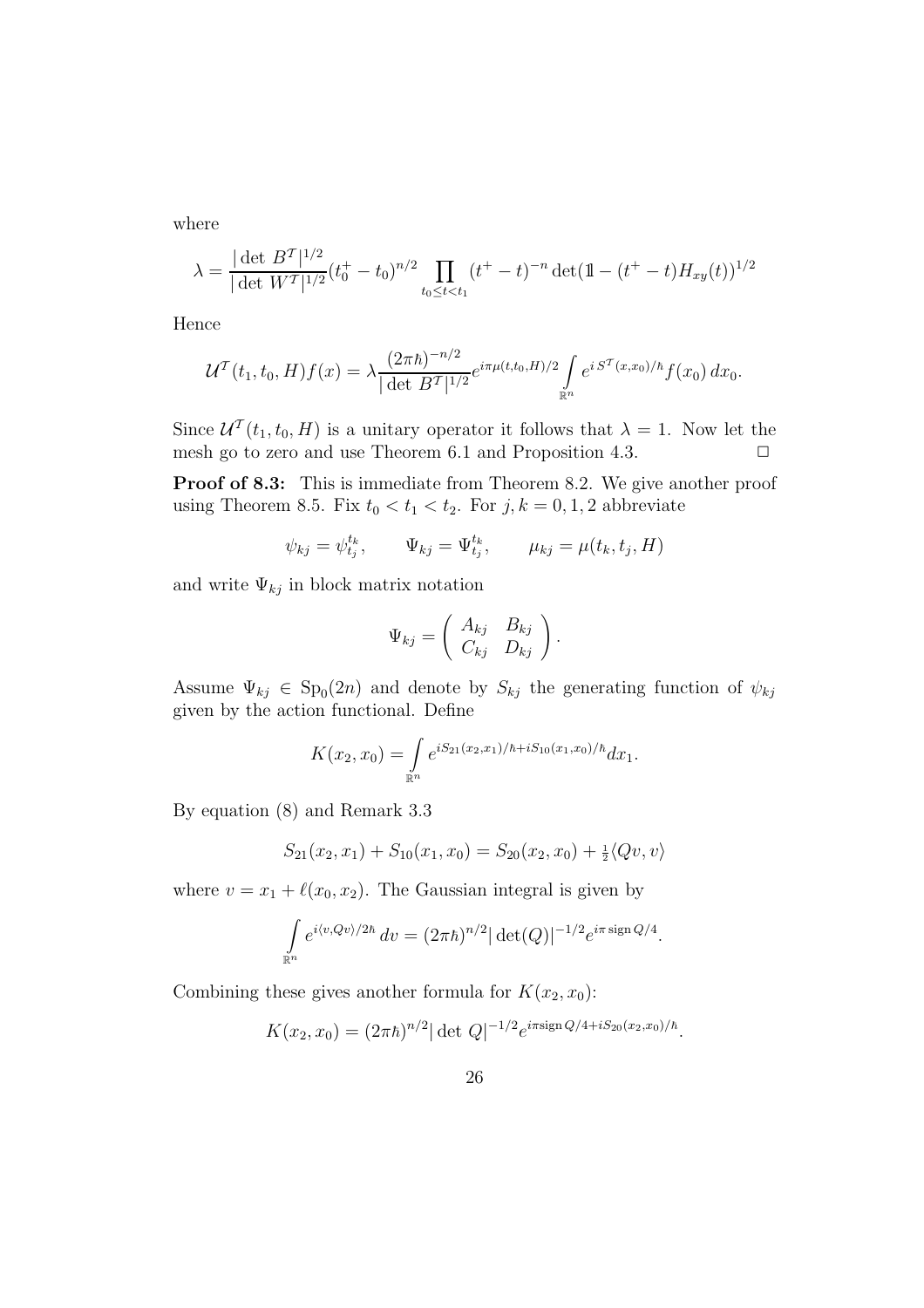where

$$\lambda = \frac{|\det B^{\mathcal{T}}|^{1/2}}{|\det W^{\mathcal{T}}|^{1/2}} (t_0^+ - t_0)^{n/2} \prod_{t_0 \le t < t_1} (t^+ - t)^{-n} \det(\mathbb{1} - (t^+ - t) H_{xy}(t))^{1/2}$$

Hence

$$\mathcal{U}^{\mathcal{T}}(t_1, t_0, H) f(x) = \lambda \frac{(2\pi\hbar)^{-n/2}}{|\det B^{\mathcal{T}}|^{1/2}} e^{i\pi\mu(t,t_0,H)/2} \int_{\mathbb{R}^n} e^{i\, S^{\mathcal{T}}(x,x_0)/\hbar} f(x_0)\, dx_0.$$

Since $\mathcal{U}^{\mathcal{T}}(t_1, t_0, H)$ is a unitary operator it follows that $\lambda = 1$. Now let the mesh go to zero and use Theorem 6.1 and Proposition 4.3. □

**Proof of 8.3:** This is immediate from Theorem 8.2. We give another proof using Theorem 8.5. Fix $t_0 < t_1 < t_2$. For $j, k = 0, 1, 2$ abbreviate

$$\psi_{kj} = \psi_{t_j}^{t_k}, \qquad \Psi_{kj} = \Psi_{t_j}^{t_k}, \qquad \mu_{kj} = \mu(t_k, t_j, H)$$

and write $\Psi_{kj}$ in block matrix notation

$$\Psi_{kj} = \begin{pmatrix} A_{kj} & B_{kj} \\ C_{kj} & D_{kj} \end{pmatrix}.$$

Assume $\Psi_{kj} \in \mathrm{Sp}_0(2n)$ and denote by $S_{kj}$ the generating function of $\psi_{kj}$ given by the action functional. Define

$$K(x_2, x_0) = \int_{\mathbb{R}^n} e^{iS_{21}(x_2,x_1)/\hbar + iS_{10}(x_1,x_0)/\hbar} dx_1.$$

By equation (8) and Remark 3.3

$$S_{21}(x_2, x_1) + S_{10}(x_1, x_0) = S_{20}(x_2, x_0) + \tfrac{1}{2}\langle Qv, v\rangle$$

where $v = x_1 + \ell(x_0, x_2)$. The Gaussian integral is given by

$$\int_{\mathbb{R}^n} e^{i\langle v, Qv\rangle/2\hbar}\, dv = (2\pi\hbar)^{n/2} |\det(Q)|^{-1/2} e^{i\pi\, \mathrm{sign}\, Q/4}.$$

Combining these gives another formula for $K(x_2, x_0)$:

$$K(x_2, x_0) = (2\pi\hbar)^{n/2} |\det Q|^{-1/2} e^{i\pi \mathrm{sign}\, Q/4 + iS_{20}(x_2,x_0)/\hbar}.$$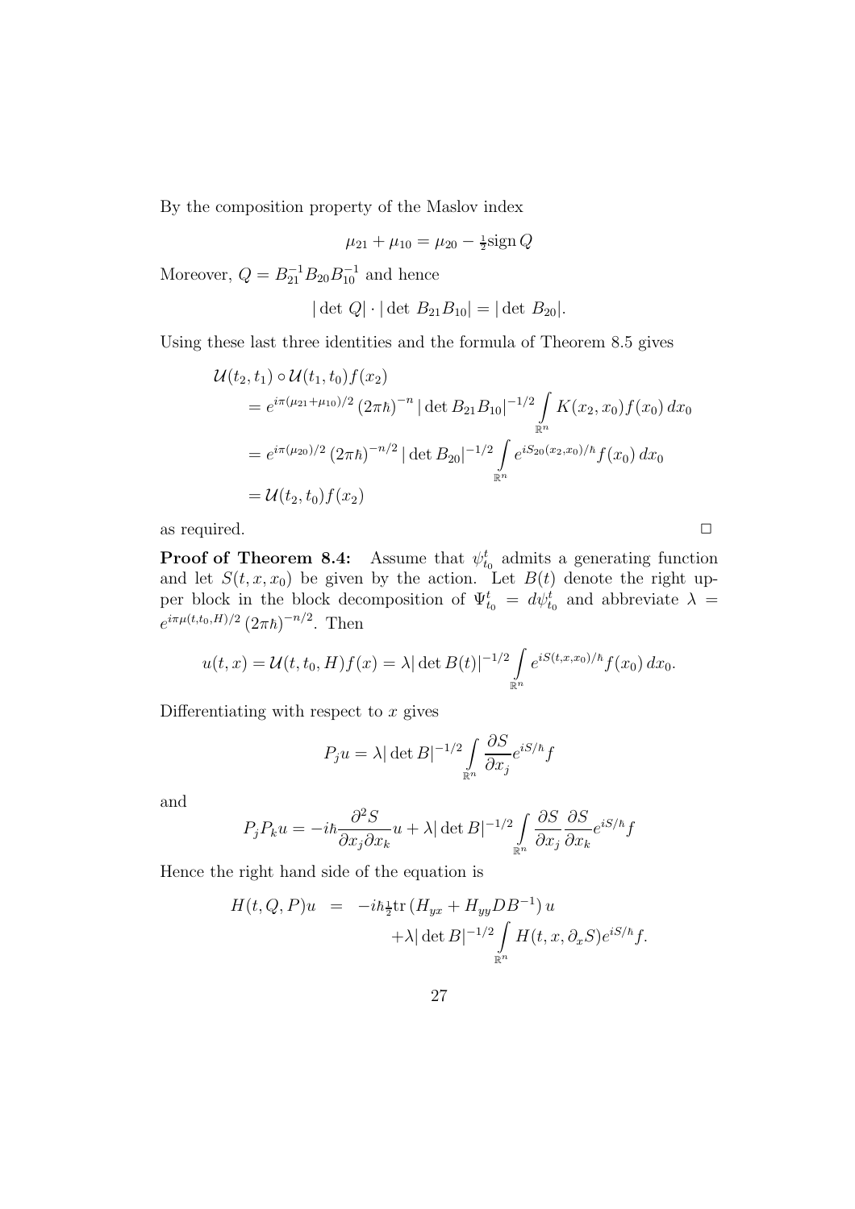By the composition property of the Maslov index

$$\mu_{21} + \mu_{10} = \mu_{20} - \tfrac{1}{2}\mathrm{sign}\, Q$$

Moreover, $Q = B_{21}^{-1} B_{20} B_{10}^{-1}$ and hence

$$|\det Q| \cdot |\det B_{21} B_{10}| = |\det B_{20}|.$$

Using these last three identities and the formula of Theorem 8.5 gives

$$\begin{aligned}
&\mathcal{U}(t_2, t_1) \circ \mathcal{U}(t_1, t_0) f(x_2) \\
&= e^{i\pi(\mu_{21}+\mu_{10})/2} \, (2\pi\hbar)^{-n} \, |\det B_{21} B_{10}|^{-1/2} \int_{\mathbb{R}^n} K(x_2, x_0) f(x_0) \, dx_0 \\
&= e^{i\pi(\mu_{20})/2} \, (2\pi\hbar)^{-n/2} \, |\det B_{20}|^{-1/2} \int_{\mathbb{R}^n} e^{iS_{20}(x_2,x_0)/\hbar} f(x_0) \, dx_0 \\
&= \mathcal{U}(t_2, t_0) f(x_2)
\end{aligned}$$

as required. □

**Proof of Theorem 8.4:** Assume that $\psi_{t_0}^t$ admits a generating function and let $S(t, x, x_0)$ be given by the action. Let $B(t)$ denote the right upper block in the block decomposition of $\Psi_{t_0}^t = d\psi_{t_0}^t$ and abbreviate $\lambda = e^{i\pi\mu(t,t_0,H)/2} \, (2\pi\hbar)^{-n/2}$. Then

$$u(t, x) = \mathcal{U}(t, t_0, H) f(x) = \lambda |\det B(t)|^{-1/2} \int_{\mathbb{R}^n} e^{iS(t,x,x_0)/\hbar} f(x_0) \, dx_0.$$

Differentiating with respect to $x$ gives

$$P_j u = \lambda |\det B|^{-1/2} \int_{\mathbb{R}^n} \frac{\partial S}{\partial x_j} e^{iS/\hbar} f$$

and

$$P_j P_k u = -i\hbar \frac{\partial^2 S}{\partial x_j \partial x_k} u + \lambda |\det B|^{-1/2} \int_{\mathbb{R}^n} \frac{\partial S}{\partial x_j} \frac{\partial S}{\partial x_k} e^{iS/\hbar} f$$

Hence the right hand side of the equation is

$$\begin{aligned}
H(t, Q, P) u \;\; = \;\; & -i\hbar \tfrac{1}{2} \mathrm{tr} \left( H_{yx} + H_{yy} D B^{-1} \right) u \\
& + \lambda |\det B|^{-1/2} \int_{\mathbb{R}^n} H(t, x, \partial_x S) e^{iS/\hbar} f.
\end{aligned}$$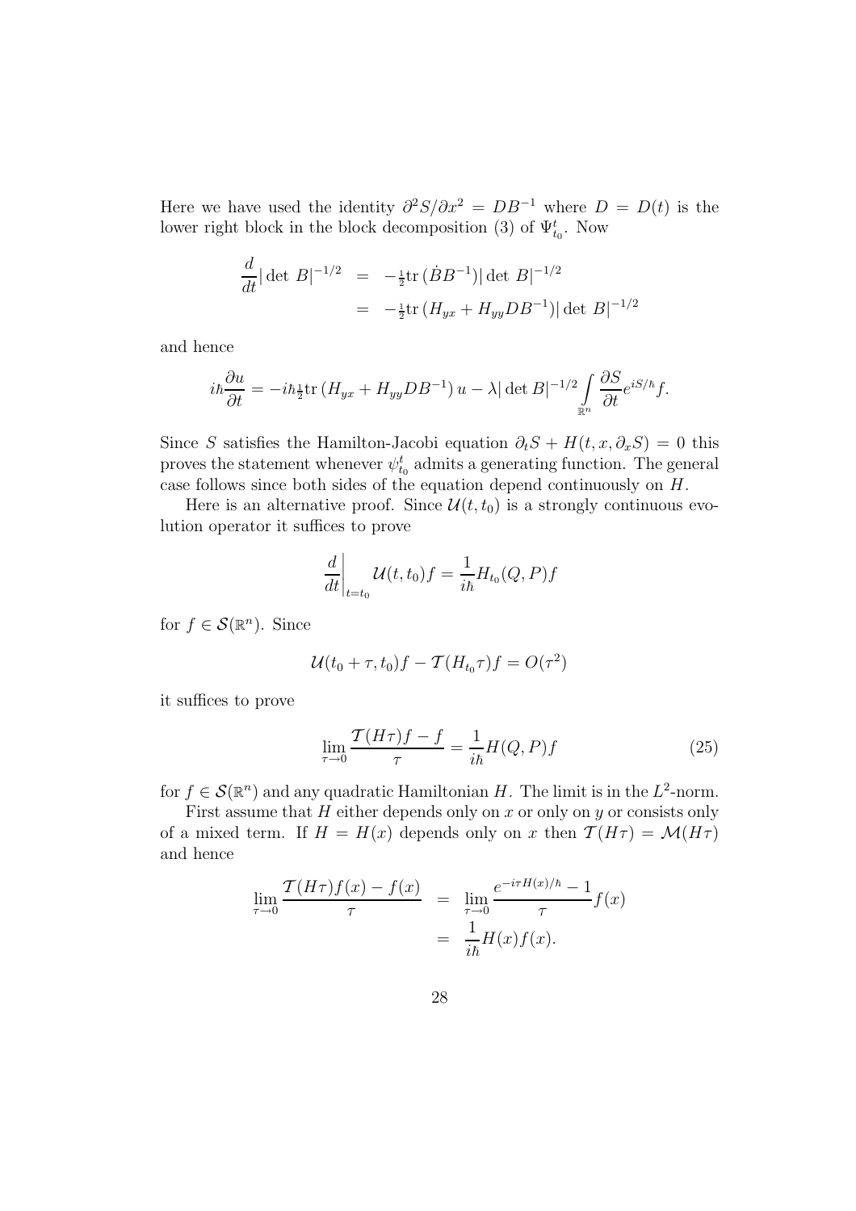Here we have used the identity $\partial^2 S/\partial x^2 = DB^{-1}$ where $D = D(t)$ is the lower right block in the block decomposition (3) of $\Psi_{t_0}^t$. Now

$$
\begin{aligned}
\frac{d}{dt}|\det B|^{-1/2} &= -\tfrac{1}{2}\mathrm{tr}\,(\dot{B}B^{-1})|\det B|^{-1/2} \\
&= -\tfrac{1}{2}\mathrm{tr}\,(H_{yx} + H_{yy}DB^{-1})|\det B|^{-1/2}
\end{aligned}
$$

and hence

$$
i\hbar\frac{\partial u}{\partial t} = -i\hbar\tfrac{1}{2}\mathrm{tr}\,(H_{yx} + H_{yy}DB^{-1})\,u - \lambda|\det B|^{-1/2}\int_{\mathbb{R}^n}\frac{\partial S}{\partial t}e^{iS/\hbar}f.
$$

Since $S$ satisfies the Hamilton-Jacobi equation $\partial_t S + H(t, x, \partial_x S) = 0$ this proves the statement whenever $\psi_{t_0}^t$ admits a generating function. The general case follows since both sides of the equation depend continuously on $H$.

Here is an alternative proof. Since $\mathcal{U}(t, t_0)$ is a strongly continuous evolution operator it suffices to prove

$$
\left.\frac{d}{dt}\right|_{t=t_0}\mathcal{U}(t, t_0)f = \frac{1}{i\hbar}H_{t_0}(Q, P)f
$$

for $f \in \mathcal{S}(\mathbb{R}^n)$. Since

$$
\mathcal{U}(t_0 + \tau, t_0)f - \mathcal{T}(H_{t_0}\tau)f = O(\tau^2)
$$

it suffices to prove

$$
\lim_{\tau\to 0}\frac{\mathcal{T}(H\tau)f - f}{\tau} = \frac{1}{i\hbar}H(Q, P)f \tag{25}
$$

for $f \in \mathcal{S}(\mathbb{R}^n)$ and any quadratic Hamiltonian $H$. The limit is in the $L^2$-norm.

First assume that $H$ either depends only on $x$ or only on $y$ or consists only of a mixed term. If $H = H(x)$ depends only on $x$ then $\mathcal{T}(H\tau) = \mathcal{M}(H\tau)$ and hence

$$
\begin{aligned}
\lim_{\tau\to 0}\frac{\mathcal{T}(H\tau)f(x) - f(x)}{\tau} &= \lim_{\tau\to 0}\frac{e^{-i\tau H(x)/\hbar} - 1}{\tau}f(x) \\
&= \frac{1}{i\hbar}H(x)f(x).
\end{aligned}
$$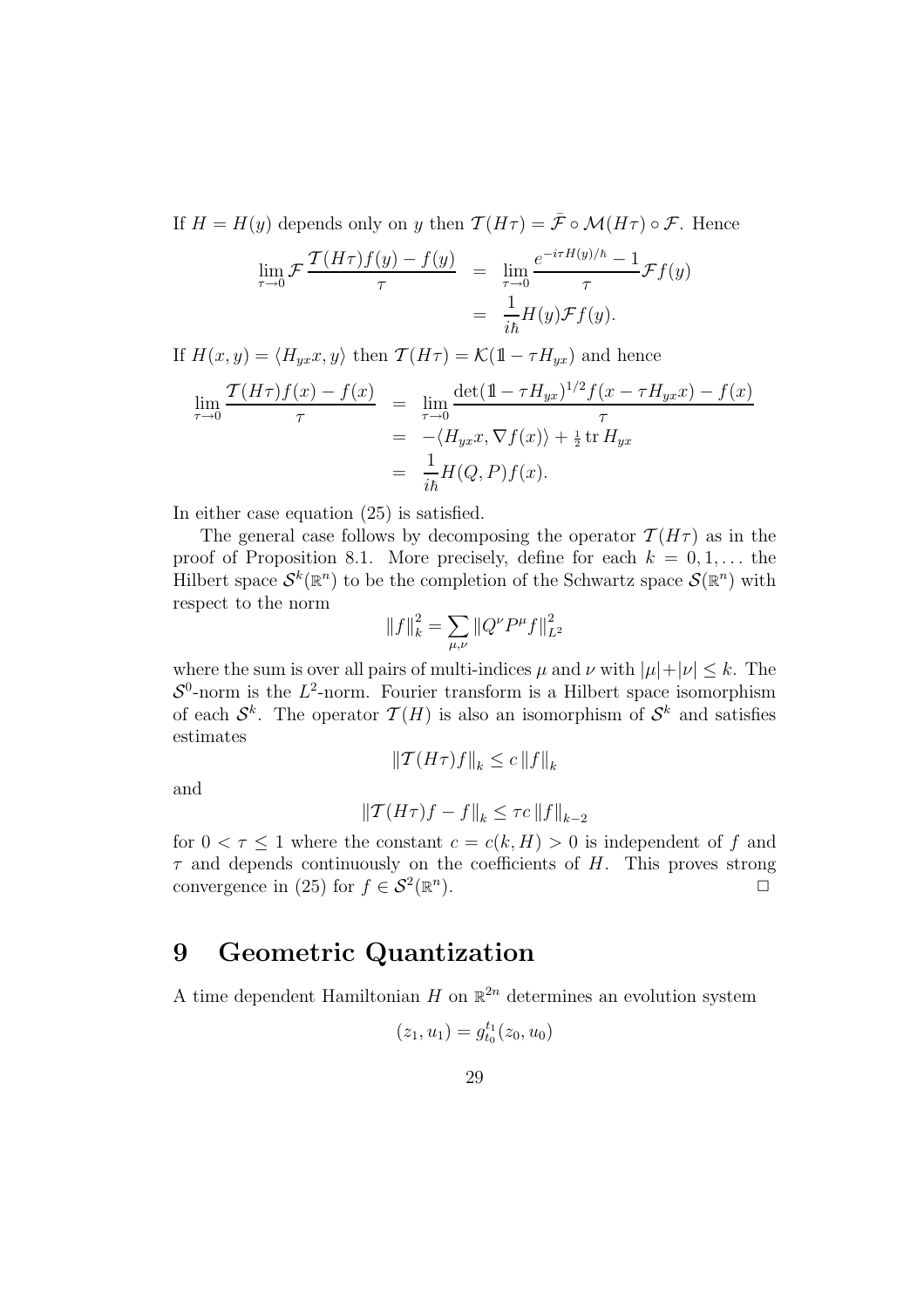If $H = H(y)$ depends only on $y$ then $\mathcal{T}(H\tau) = \bar{\mathcal{F}} \circ \mathcal{M}(H\tau) \circ \mathcal{F}$. Hence

$$
\begin{aligned}
\lim_{\tau \to 0} \mathcal{F} \frac{\mathcal{T}(H\tau)f(y) - f(y)}{\tau} &= \lim_{\tau \to 0} \frac{e^{-i\tau H(y)/\hbar} - 1}{\tau} \mathcal{F}f(y) \\
&= \frac{1}{i\hbar} H(y) \mathcal{F}f(y).
\end{aligned}
$$

If $H(x,y) = \langle H_{yx}x, y\rangle$ then $\mathcal{T}(H\tau) = \mathcal{K}(\mathbb{1} - \tau H_{yx})$ and hence

$$
\begin{aligned}
\lim_{\tau \to 0} \frac{\mathcal{T}(H\tau)f(x) - f(x)}{\tau} &= \lim_{\tau \to 0} \frac{\det(\mathbb{1} - \tau H_{yx})^{1/2} f(x - \tau H_{yx}x) - f(x)}{\tau} \\
&= -\langle H_{yx}x, \nabla f(x)\rangle + \tfrac{1}{2} \operatorname{tr} H_{yx} \\
&= \frac{1}{i\hbar} H(Q,P)f(x).
\end{aligned}
$$

In either case equation (25) is satisfied.

The general case follows by decomposing the operator $\mathcal{T}(H\tau)$ as in the proof of Proposition 8.1. More precisely, define for each $k = 0, 1, \ldots$ the Hilbert space $\mathcal{S}^k(\mathbb{R}^n)$ to be the completion of the Schwartz space $\mathcal{S}(\mathbb{R}^n)$ with respect to the norm

$$
\|f\|_k^2 = \sum_{\mu,\nu} \|Q^\nu P^\mu f\|_{L^2}^2
$$

where the sum is over all pairs of multi-indices $\mu$ and $\nu$ with $|\mu| + |\nu| \le k$. The $\mathcal{S}^0$-norm is the $L^2$-norm. Fourier transform is a Hilbert space isomorphism of each $\mathcal{S}^k$. The operator $\mathcal{T}(H)$ is also an isomorphism of $\mathcal{S}^k$ and satisfies estimates

$$
\|\mathcal{T}(H\tau)f\|_k \le c \|f\|_k
$$

and

$$
\|\mathcal{T}(H\tau)f - f\|_k \le \tau c \|f\|_{k-2}
$$

for $0 < \tau \le 1$ where the constant $c = c(k, H) > 0$ is independent of $f$ and $\tau$ and depends continuously on the coefficients of $H$. This proves strong convergence in (25) for $f \in \mathcal{S}^2(\mathbb{R}^n)$. □

# 9 Geometric Quantization

A time dependent Hamiltonian $H$ on $\mathbb{R}^{2n}$ determines an evolution system

$$
(z_1, u_1) = g_{t_0}^{t_1}(z_0, u_0)
$$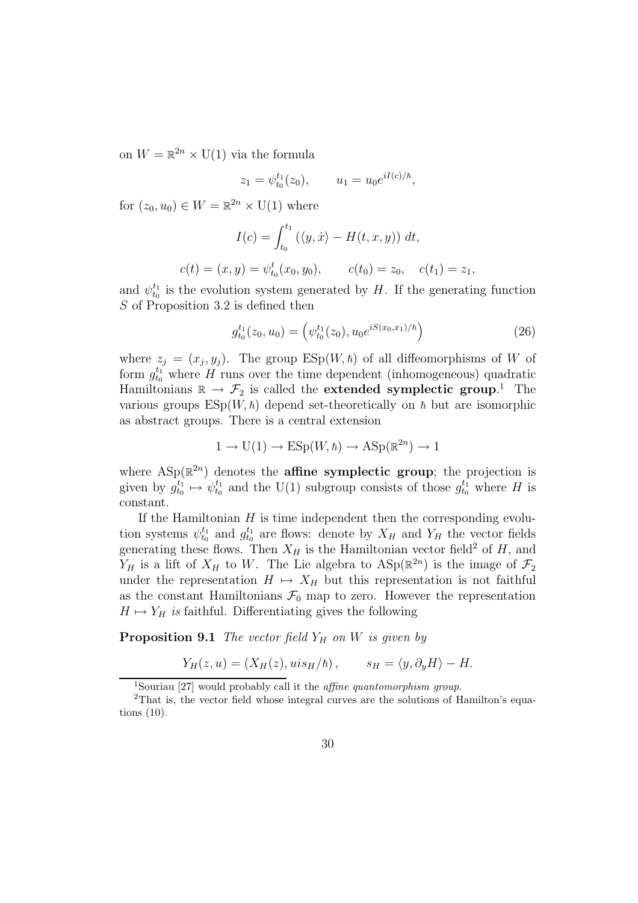on $W = \mathbb{R}^{2n} \times \mathrm{U}(1)$ via the formula

$$z_1 = \psi_{t_0}^{t_1}(z_0), \qquad u_1 = u_0 e^{iI(c)/\hbar},$$

for $(z_0, u_0) \in W = \mathbb{R}^{2n} \times \mathrm{U}(1)$ where

$$I(c) = \int_{t_0}^{t_1} \left( \langle y, \dot{x} \rangle - H(t, x, y) \right) dt,$$

$$c(t) = (x, y) = \psi_{t_0}^{t}(x_0, y_0), \qquad c(t_0) = z_0, \quad c(t_1) = z_1,$$

and $\psi_{t_0}^{t_1}$ is the evolution system generated by $H$. If the generating function $S$ of Proposition 3.2 is defined then

$$g_{t_0}^{t_1}(z_0, u_0) = \left( \psi_{t_0}^{t_1}(z_0), u_0 e^{iS(x_0, x_1)/\hbar} \right) \tag{26}$$

where $z_j = (x_j, y_j)$. The group $\mathrm{ESp}(W, \hbar)$ of all diffeomorphisms of $W$ of form $g_{t_0}^{t_1}$ where $H$ runs over the time dependent (inhomogeneous) quadratic Hamiltonians $\mathbb{R} \to \mathcal{F}_2$ is called the **extended symplectic group**.[1] The various groups $\mathrm{ESp}(W, \hbar)$ depend set-theoretically on $\hbar$ but are isomorphic as abstract groups. There is a central extension

$$1 \to \mathrm{U}(1) \to \mathrm{ESp}(W, \hbar) \to \mathrm{ASp}(\mathbb{R}^{2n}) \to 1$$

where $\mathrm{ASp}(\mathbb{R}^{2n})$ denotes the **affine symplectic group**; the projection is given by $g_{t_0}^{t_1} \mapsto \psi_{t_0}^{t_1}$ and the $\mathrm{U}(1)$ subgroup consists of those $g_{t_0}^{t_1}$ where $H$ is constant.

If the Hamiltonian $H$ is time independent then the corresponding evolution systems $\psi_{t_0}^{t_1}$ and $g_{t_0}^{t_1}$ are flows: denote by $X_H$ and $Y_H$ the vector fields generating these flows. Then $X_H$ is the Hamiltonian vector field[2] of $H$, and $Y_H$ is a lift of $X_H$ to $W$. The Lie algebra to $\mathrm{ASp}(\mathbb{R}^{2n})$ is the image of $\mathcal{F}_2$ under the representation $H \mapsto X_H$ but this representation is not faithful as the constant Hamiltonians $\mathcal{F}_0$ map to zero. However the representation $H \mapsto Y_H$ *is* faithful. Differentiating gives the following

**Proposition 9.1** *The vector field $Y_H$ on $W$ is given by*

$$Y_H(z, u) = \left( X_H(z), uis_H/\hbar \right), \qquad s_H = \langle y, \partial_y H \rangle - H.$$

---

[1] Souriau [27] would probably call it the *affine quantomorphism group*.

[2] That is, the vector field whose integral curves are the solutions of Hamilton's equations (10).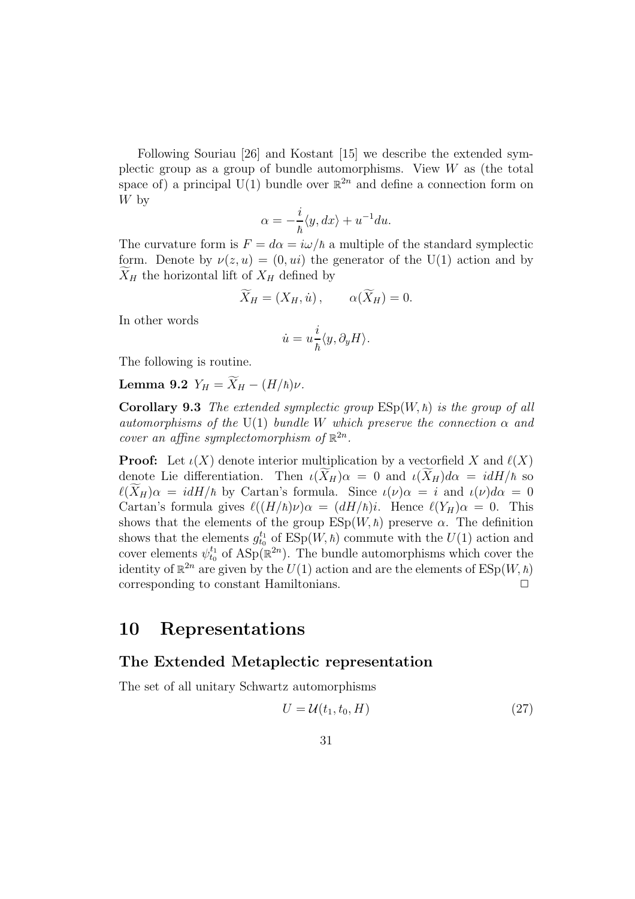Following Souriau [26] and Kostant [15] we describe the extended symplectic group as a group of bundle automorphisms. View $W$ as (the total space of) a principal U(1) bundle over $\mathbb{R}^{2n}$ and define a connection form on $W$ by

$$\alpha = -\frac{i}{\hbar}\langle y, dx\rangle + u^{-1}du.$$

The curvature form is $F = d\alpha = i\omega/\hbar$ a multiple of the standard symplectic form. Denote by $\nu(z,u) = (0, ui)$ the generator of the U(1) action and by $\widetilde{X}_H$ the horizontal lift of $X_H$ defined by

$$\widetilde{X}_H = (X_H, \dot{u}), \qquad \alpha(\widetilde{X}_H) = 0.$$

In other words

$$\dot{u} = u\frac{i}{\hbar}\langle y, \partial_y H\rangle.$$

The following is routine.

**Lemma 9.2** $Y_H = \widetilde{X}_H - (H/\hbar)\nu$.

**Corollary 9.3** *The extended symplectic group* $\mathrm{ESp}(W,\hbar)$ *is the group of all automorphisms of the* U(1) *bundle* $W$ *which preserve the connection* $\alpha$ *and cover an affine symplectomorphism of* $\mathbb{R}^{2n}$.

**Proof:** Let $\iota(X)$ denote interior multiplication by a vectorfield $X$ and $\ell(X)$ denote Lie differentiation. Then $\iota(\widetilde{X}_H)\alpha = 0$ and $\iota(\widetilde{X}_H)d\alpha = idH/\hbar$ so $\ell(\widetilde{X}_H)\alpha = idH/\hbar$ by Cartan's formula. Since $\iota(\nu)\alpha = i$ and $\iota(\nu)d\alpha = 0$ Cartan's formula gives $\ell((H/\hbar)\nu)\alpha = (dH/\hbar)i$. Hence $\ell(Y_H)\alpha = 0$. This shows that the elements of the group $\mathrm{ESp}(W,\hbar)$ preserve $\alpha$. The definition shows that the elements $g_{t_0}^{t_1}$ of $\mathrm{ESp}(W,\hbar)$ commute with the $U(1)$ action and cover elements $\psi_{t_0}^{t_1}$ of $\mathrm{ASp}(\mathbb{R}^{2n})$. The bundle automorphisms which cover the identity of $\mathbb{R}^{2n}$ are given by the $U(1)$ action and are the elements of $\mathrm{ESp}(W,\hbar)$ corresponding to constant Hamiltonians. □

# 10 Representations

## The Extended Metaplectic representation

The set of all unitary Schwartz automorphisms

$$U = \mathcal{U}(t_1, t_0, H) \tag{27}$$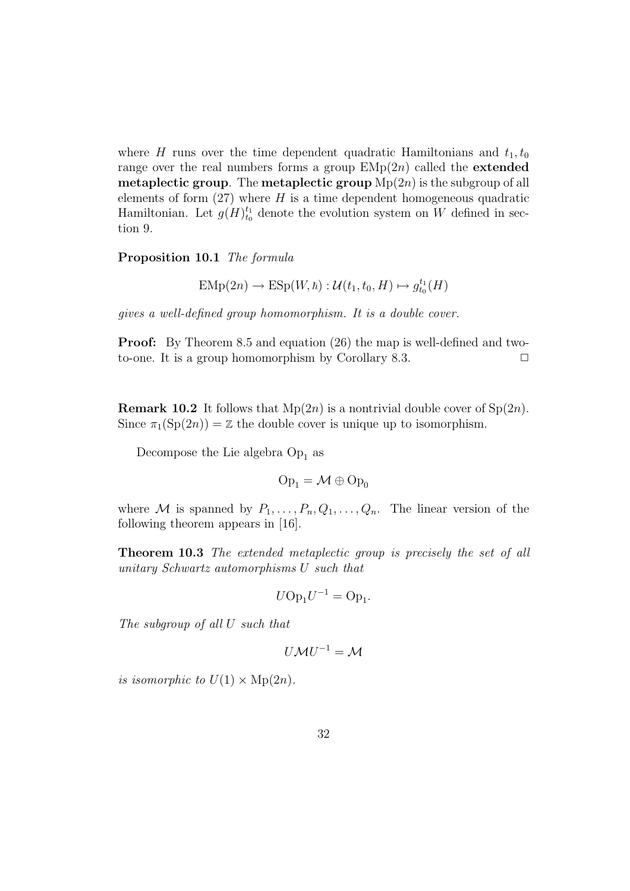where $H$ runs over the time dependent quadratic Hamiltonians and $t_1, t_0$ range over the real numbers forms a group $\mathrm{EMp}(2n)$ called the **extended metaplectic group**. The **metaplectic group** $\mathrm{Mp}(2n)$ is the subgroup of all elements of form (27) where $H$ is a time dependent homogeneous quadratic Hamiltonian. Let $g(H)_{t_0}^{t_1}$ denote the evolution system on $W$ defined in section 9.

**Proposition 10.1** *The formula*

$$\mathrm{EMp}(2n) \to \mathrm{ESp}(W, \hbar) : \mathcal{U}(t_1, t_0, H) \mapsto g_{t_0}^{t_1}(H)$$

*gives a well-defined group homomorphism. It is a double cover.*

**Proof:** By Theorem 8.5 and equation (26) the map is well-defined and two-to-one. It is a group homomorphism by Corollary 8.3. $\square$

**Remark 10.2** It follows that $\mathrm{Mp}(2n)$ is a nontrivial double cover of $\mathrm{Sp}(2n)$. Since $\pi_1(\mathrm{Sp}(2n)) = \mathbb{Z}$ the double cover is unique up to isomorphism.

Decompose the Lie algebra $\mathrm{Op}_1$ as

$$\mathrm{Op}_1 = \mathcal{M} \oplus \mathrm{Op}_0$$

where $\mathcal{M}$ is spanned by $P_1, \ldots, P_n, Q_1, \ldots, Q_n$. The linear version of the following theorem appears in [16].

**Theorem 10.3** *The extended metaplectic group is precisely the set of all unitary Schwartz automorphisms $U$ such that*

$$U \mathrm{Op}_1 U^{-1} = \mathrm{Op}_1.$$

*The subgroup of all $U$ such that*

$$U \mathcal{M} U^{-1} = \mathcal{M}$$

*is isomorphic to $U(1) \times \mathrm{Mp}(2n)$.*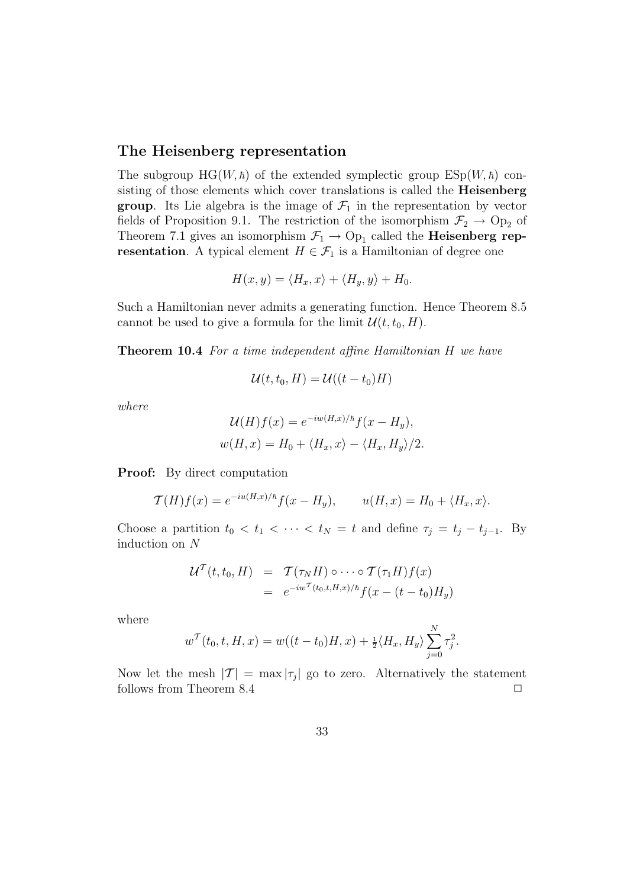## The Heisenberg representation

The subgroup $\mathrm{HG}(W, \hbar)$ of the extended symplectic group $\mathrm{ESp}(W, \hbar)$ consisting of those elements which cover translations is called the **Heisenberg group**. Its Lie algebra is the image of $\mathcal{F}_1$ in the representation by vector fields of Proposition 9.1. The restriction of the isomorphism $\mathcal{F}_2 \to \mathrm{Op}_2$ of Theorem 7.1 gives an isomorphism $\mathcal{F}_1 \to \mathrm{Op}_1$ called the **Heisenberg representation**. A typical element $H \in \mathcal{F}_1$ is a Hamiltonian of degree one

$$H(x, y) = \langle H_x, x \rangle + \langle H_y, y \rangle + H_0.$$

Such a Hamiltonian never admits a generating function. Hence Theorem 8.5 cannot be used to give a formula for the limit $\mathcal{U}(t, t_0, H)$.

**Theorem 10.4** *For a time independent affine Hamiltonian $H$ we have*

$$\mathcal{U}(t, t_0, H) = \mathcal{U}((t - t_0)H)$$

*where*

$$\mathcal{U}(H)f(x) = e^{-iw(H,x)/\hbar} f(x - H_y),$$
$$w(H, x) = H_0 + \langle H_x, x \rangle - \langle H_x, H_y \rangle / 2.$$

**Proof:** By direct computation

$$\mathcal{T}(H)f(x) = e^{-iu(H,x)/\hbar} f(x - H_y), \qquad u(H, x) = H_0 + \langle H_x, x \rangle.$$

Choose a partition $t_0 < t_1 < \cdots < t_N = t$ and define $\tau_j = t_j - t_{j-1}$. By induction on $N$

$$\begin{aligned}
\mathcal{U}^{\mathcal{T}}(t, t_0, H) &= \mathcal{T}(\tau_N H) \circ \cdots \circ \mathcal{T}(\tau_1 H) f(x) \\
&= e^{-iw^{\mathcal{T}}(t_0, t, H, x)/\hbar} f(x - (t - t_0)H_y)
\end{aligned}$$

where

$$w^{\mathcal{T}}(t_0, t, H, x) = w((t - t_0)H, x) + \tfrac{1}{2} \langle H_x, H_y \rangle \sum_{j=0}^{N} \tau_j^2.$$

Now let the mesh $|\mathcal{T}| = \max |\tau_j|$ go to zero. Alternatively the statement follows from Theorem 8.4 □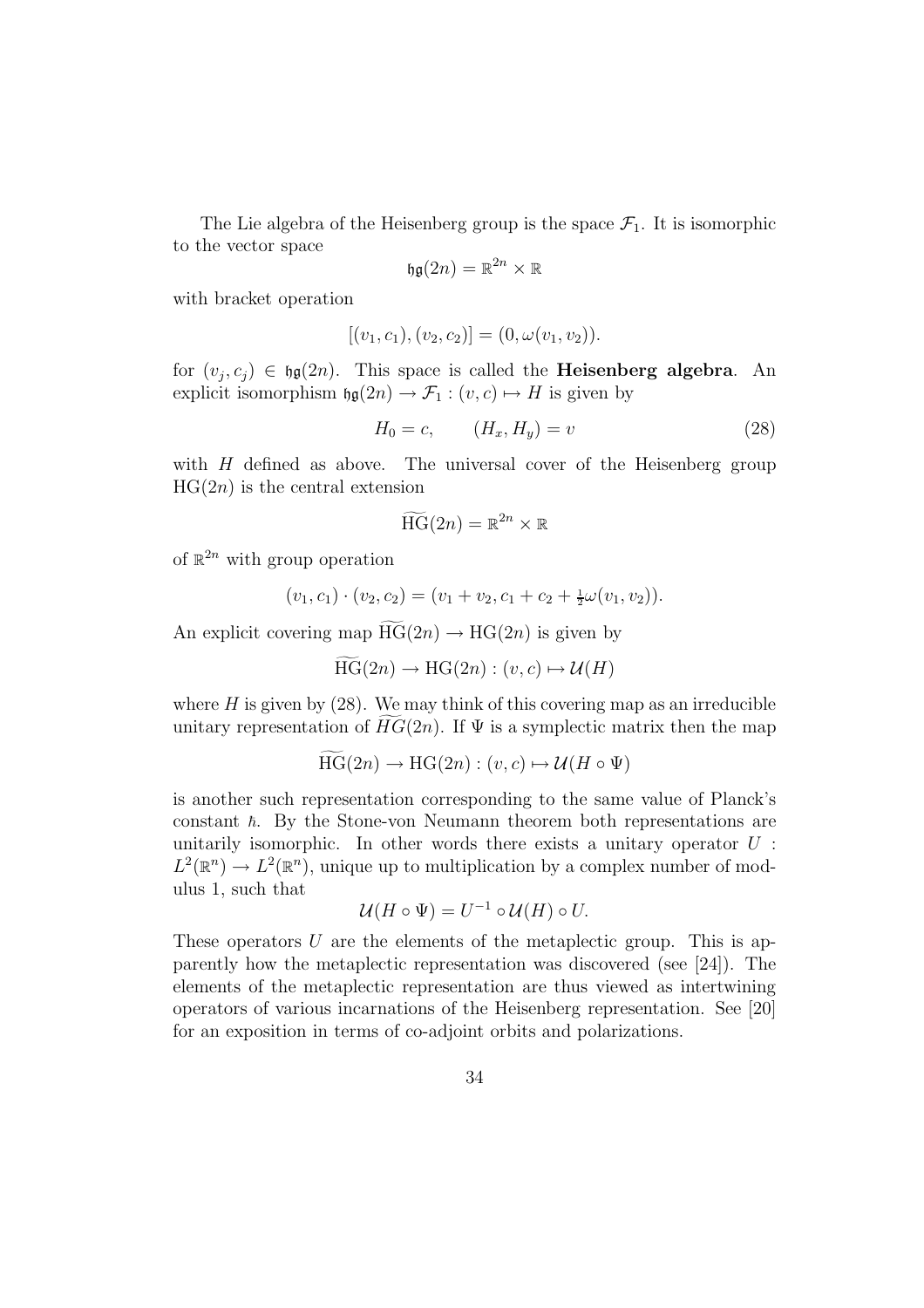The Lie algebra of the Heisenberg group is the space $\mathcal{F}_1$. It is isomorphic to the vector space

$$\mathfrak{hg}(2n) = \mathbb{R}^{2n} \times \mathbb{R}$$

with bracket operation

$$[(v_1, c_1), (v_2, c_2)] = (0, \omega(v_1, v_2)).$$

for $(v_j, c_j) \in \mathfrak{hg}(2n)$. This space is called the **Heisenberg algebra**. An explicit isomorphism $\mathfrak{hg}(2n) \to \mathcal{F}_1 : (v, c) \mapsto H$ is given by

$$H_0 = c, \qquad (H_x, H_y) = v \tag{28}$$

with $H$ defined as above. The universal cover of the Heisenberg group $\mathrm{HG}(2n)$ is the central extension

$$\widetilde{\mathrm{HG}}(2n) = \mathbb{R}^{2n} \times \mathbb{R}$$

of $\mathbb{R}^{2n}$ with group operation

$$(v_1, c_1) \cdot (v_2, c_2) = (v_1 + v_2, c_1 + c_2 + \tfrac{1}{2}\omega(v_1, v_2)).$$

An explicit covering map $\widetilde{\mathrm{HG}}(2n) \to \mathrm{HG}(2n)$ is given by

$$\widetilde{\mathrm{HG}}(2n) \to \mathrm{HG}(2n) : (v, c) \mapsto \mathcal{U}(H)$$

where $H$ is given by (28). We may think of this covering map as an irreducible unitary representation of $\widetilde{HG}(2n)$. If $\Psi$ is a symplectic matrix then the map

$$\widetilde{\mathrm{HG}}(2n) \to \mathrm{HG}(2n) : (v, c) \mapsto \mathcal{U}(H \circ \Psi)$$

is another such representation corresponding to the same value of Planck's constant $\hbar$. By the Stone-von Neumann theorem both representations are unitarily isomorphic. In other words there exists a unitary operator $U : L^2(\mathbb{R}^n) \to L^2(\mathbb{R}^n)$, unique up to multiplication by a complex number of modulus 1, such that

$$\mathcal{U}(H \circ \Psi) = U^{-1} \circ \mathcal{U}(H) \circ U.$$

These operators $U$ are the elements of the metaplectic group. This is apparently how the metaplectic representation was discovered (see [24]). The elements of the metaplectic representation are thus viewed as intertwining operators of various incarnations of the Heisenberg representation. See [20] for an exposition in terms of co-adjoint orbits and polarizations.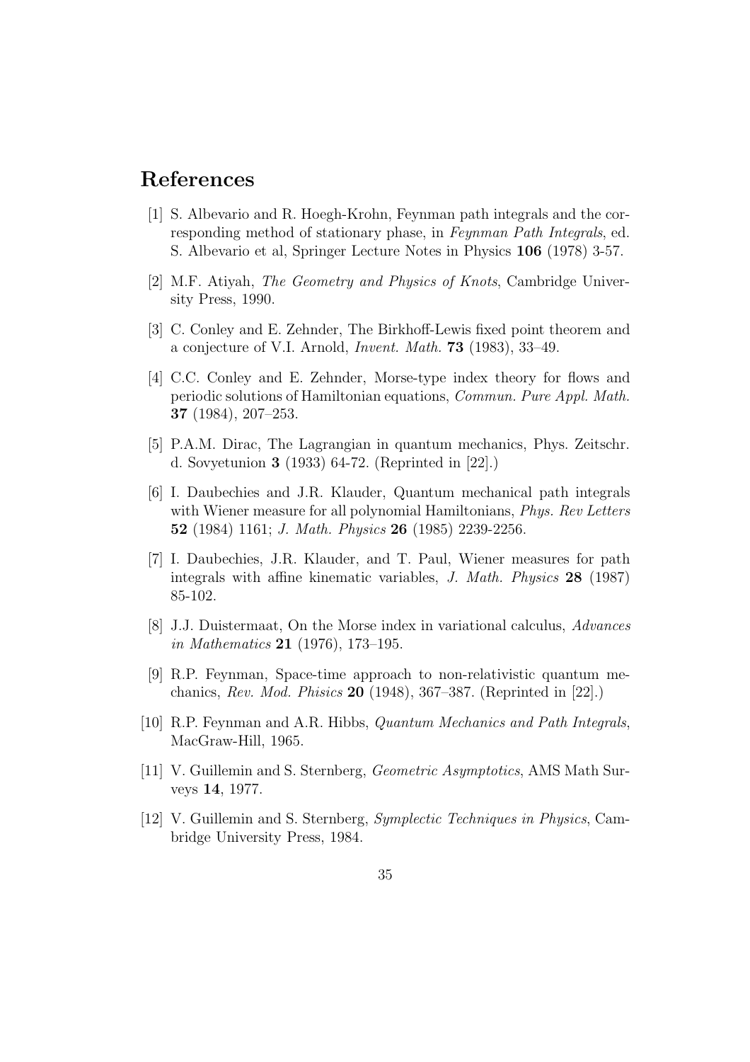# References

[1] S. Albevario and R. Hoegh-Krohn, Feynman path integrals and the corresponding method of stationary phase, in *Feynman Path Integrals*, ed. S. Albevario et al, Springer Lecture Notes in Physics **106** (1978) 3-57.

[2] M.F. Atiyah, *The Geometry and Physics of Knots*, Cambridge University Press, 1990.

[3] C. Conley and E. Zehnder, The Birkhoff-Lewis fixed point theorem and a conjecture of V.I. Arnold, *Invent. Math.* **73** (1983), 33–49.

[4] C.C. Conley and E. Zehnder, Morse-type index theory for flows and periodic solutions of Hamiltonian equations, *Commun. Pure Appl. Math.* **37** (1984), 207–253.

[5] P.A.M. Dirac, The Lagrangian in quantum mechanics, Phys. Zeitschr. d. Sovyetunion **3** (1933) 64-72. (Reprinted in [22].)

[6] I. Daubechies and J.R. Klauder, Quantum mechanical path integrals with Wiener measure for all polynomial Hamiltonians, *Phys. Rev Letters* **52** (1984) 1161; *J. Math. Physics* **26** (1985) 2239-2256.

[7] I. Daubechies, J.R. Klauder, and T. Paul, Wiener measures for path integrals with affine kinematic variables, *J. Math. Physics* **28** (1987) 85-102.

[8] J.J. Duistermaat, On the Morse index in variational calculus, *Advances in Mathematics* **21** (1976), 173–195.

[9] R.P. Feynman, Space-time approach to non-relativistic quantum mechanics, *Rev. Mod. Phisics* **20** (1948), 367–387. (Reprinted in [22].)

[10] R.P. Feynman and A.R. Hibbs, *Quantum Mechanics and Path Integrals*, MacGraw-Hill, 1965.

[11] V. Guillemin and S. Sternberg, *Geometric Asymptotics*, AMS Math Surveys **14**, 1977.

[12] V. Guillemin and S. Sternberg, *Symplectic Techniques in Physics*, Cambridge University Press, 1984.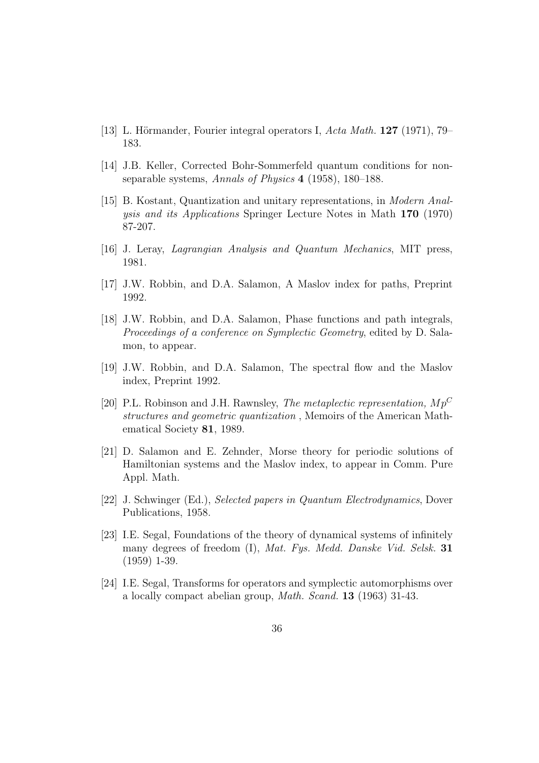[13] L. Hörmander, Fourier integral operators I, *Acta Math.* **127** (1971), 79–183.

[14] J.B. Keller, Corrected Bohr-Sommerfeld quantum conditions for non-separable systems, *Annals of Physics* **4** (1958), 180–188.

[15] B. Kostant, Quantization and unitary representations, in *Modern Analysis and its Applications* Springer Lecture Notes in Math **170** (1970) 87-207.

[16] J. Leray, *Lagrangian Analysis and Quantum Mechanics*, MIT press, 1981.

[17] J.W. Robbin, and D.A. Salamon, A Maslov index for paths, Preprint 1992.

[18] J.W. Robbin, and D.A. Salamon, Phase functions and path integrals, *Proceedings of a conference on Symplectic Geometry*, edited by D. Salamon, to appear.

[19] J.W. Robbin, and D.A. Salamon, The spectral flow and the Maslov index, Preprint 1992.

[20] P.L. Robinson and J.H. Rawnsley, *The metaplectic representation, $Mp^C$ structures and geometric quantization* , Memoirs of the American Mathematical Society **81**, 1989.

[21] D. Salamon and E. Zehnder, Morse theory for periodic solutions of Hamiltonian systems and the Maslov index, to appear in Comm. Pure Appl. Math.

[22] J. Schwinger (Ed.), *Selected papers in Quantum Electrodynamics*, Dover Publications, 1958.

[23] I.E. Segal, Foundations of the theory of dynamical systems of infinitely many degrees of freedom (I), *Mat. Fys. Medd. Danske Vid. Selsk.* **31** (1959) 1-39.

[24] I.E. Segal, Transforms for operators and symplectic automorphisms over a locally compact abelian group, *Math. Scand.* **13** (1963) 31-43.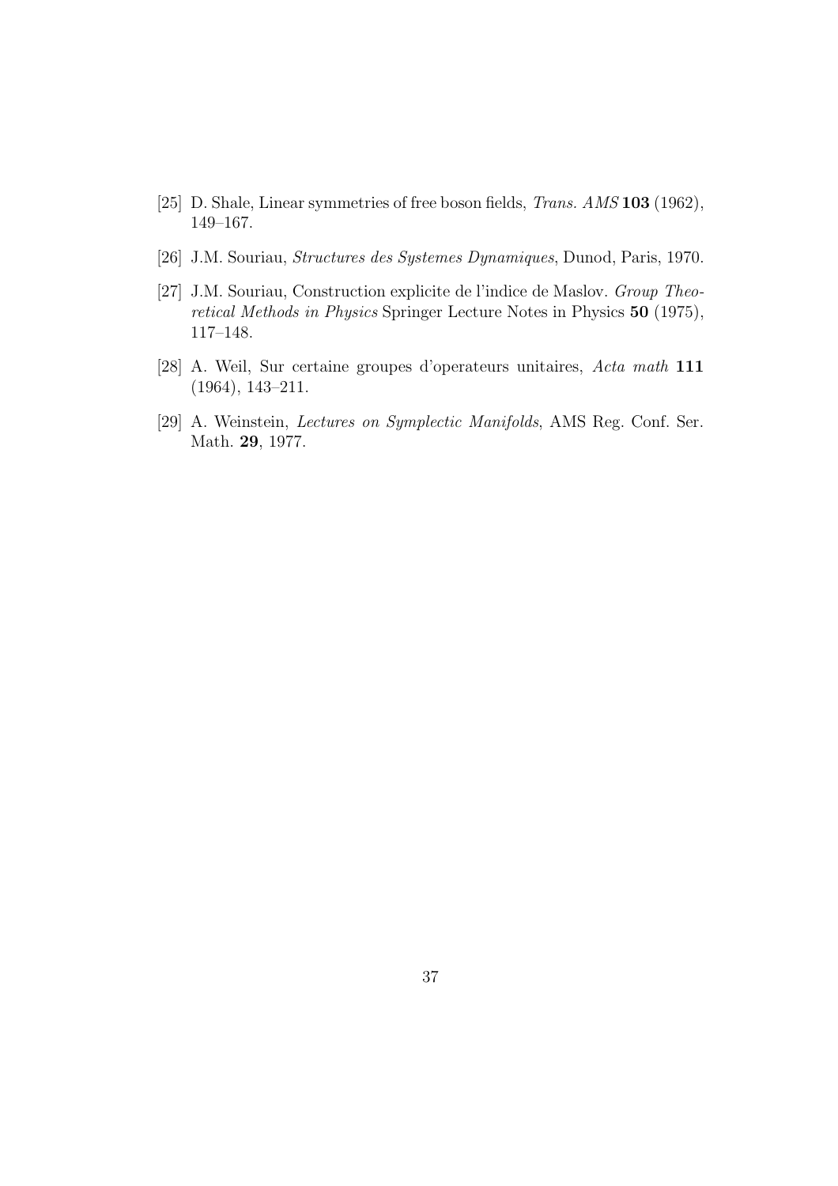[25] D. Shale, Linear symmetries of free boson fields, *Trans. AMS* **103** (1962), 149–167.

[26] J.M. Souriau, *Structures des Systemes Dynamiques*, Dunod, Paris, 1970.

[27] J.M. Souriau, Construction explicite de l'indice de Maslov. *Group Theoretical Methods in Physics* Springer Lecture Notes in Physics **50** (1975), 117–148.

[28] A. Weil, Sur certaine groupes d'operateurs unitaires, *Acta math* **111** (1964), 143–211.

[29] A. Weinstein, *Lectures on Symplectic Manifolds*, AMS Reg. Conf. Ser. Math. **29**, 1977.